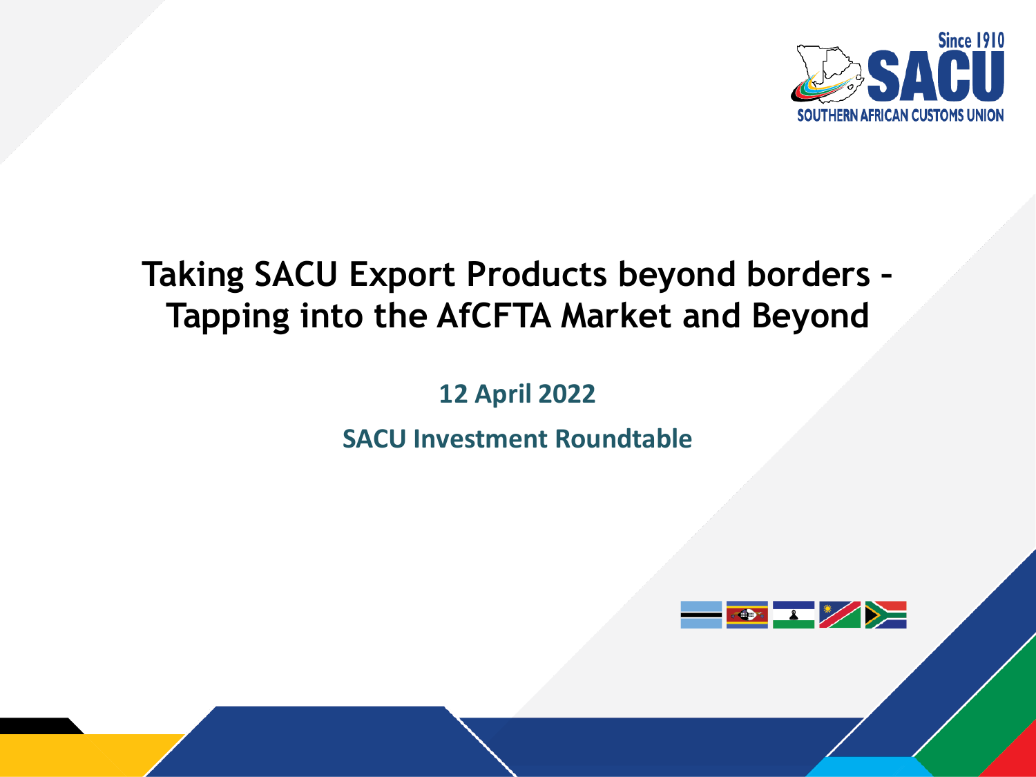Since 1910 SACU SOUTHERN AFRICAN CUSTOMS UNION

# Taking SACU Export Products beyond borders - Tapping into the AfCFTA Market and Beyond

**12 April 2022**

**SACU Investment Roundtable**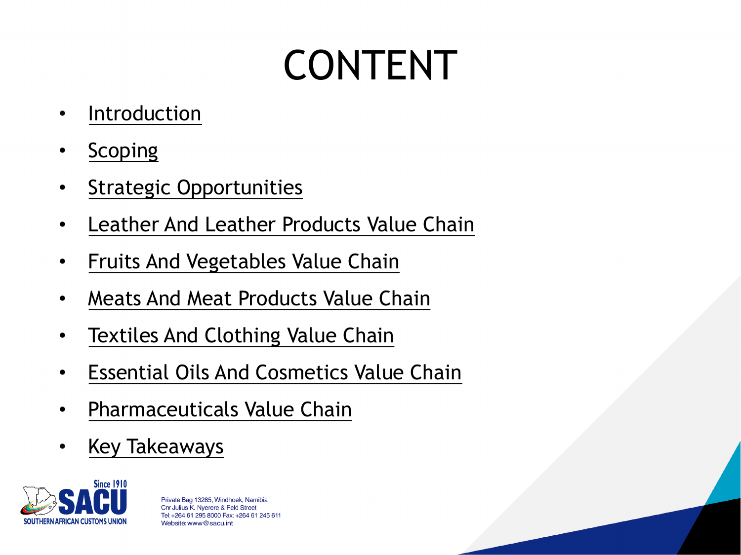# CONTENT

- Introduction
- Scoping
- Strategic Opportunities
- Leather And Leather Products Value Chain
- Fruits And Vegetables Value Chain
- Meats And Meat Products Value Chain
- Textiles And Clothing Value Chain
- Essential Oils And Cosmetics Value Chain
- Pharmaceuticals Value Chain
- Key Takeaways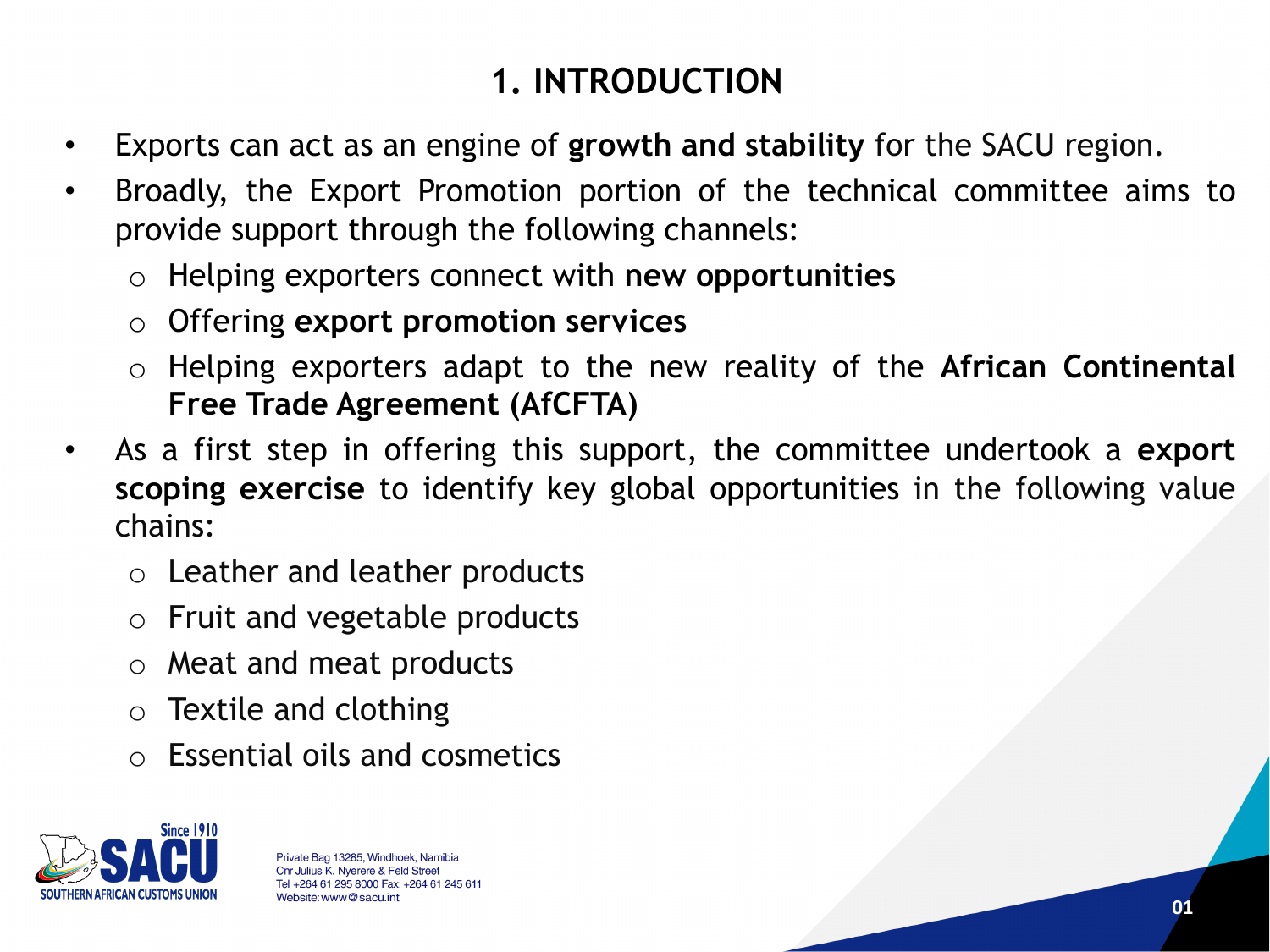# 1. INTRODUCTION

- Exports can act as an engine of **growth and stability** for the SACU region.
- Broadly, the Export Promotion portion of the technical committee aims to provide support through the following channels:
  - Helping exporters connect with **new opportunities**
  - Offering **export promotion services**
  - Helping exporters adapt to the new reality of the **African Continental Free Trade Agreement (AfCFTA)**
- As a first step in offering this support, the committee undertook a **export scoping exercise** to identify key global opportunities in the following value chains:
  - Leather and leather products
  - Fruit and vegetable products
  - Meat and meat products
  - Textile and clothing
  - Essential oils and cosmetics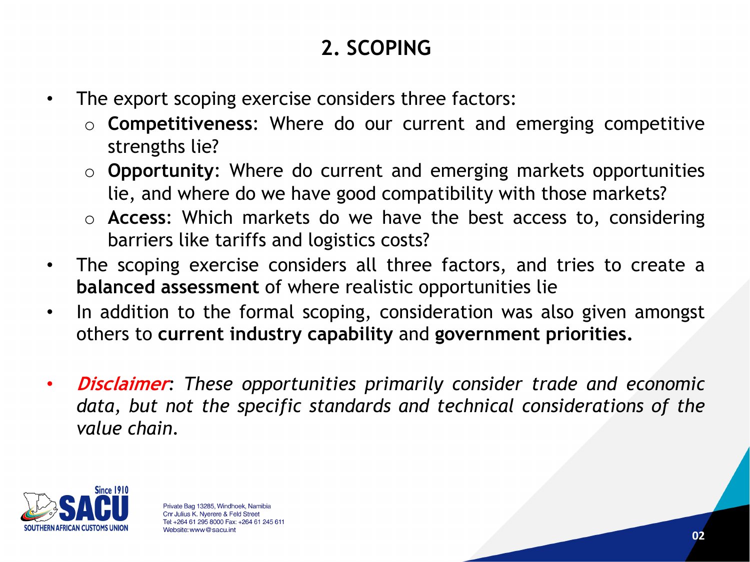## 2. SCOPING

- The export scoping exercise considers three factors:
  - **Competitiveness**: Where do our current and emerging competitive strengths lie?
  - **Opportunity**: Where do current and emerging markets opportunities lie, and where do we have good compatibility with those markets?
  - **Access**: Which markets do we have the best access to, considering barriers like tariffs and logistics costs?
- The scoping exercise considers all three factors, and tries to create a **balanced assessment** of where realistic opportunities lie
- In addition to the formal scoping, consideration was also given amongst others to **current industry capability** and **government priorities.**

- ***Disclaimer***: *These opportunities primarily consider trade and economic data, but not the specific standards and technical considerations of the value chain.*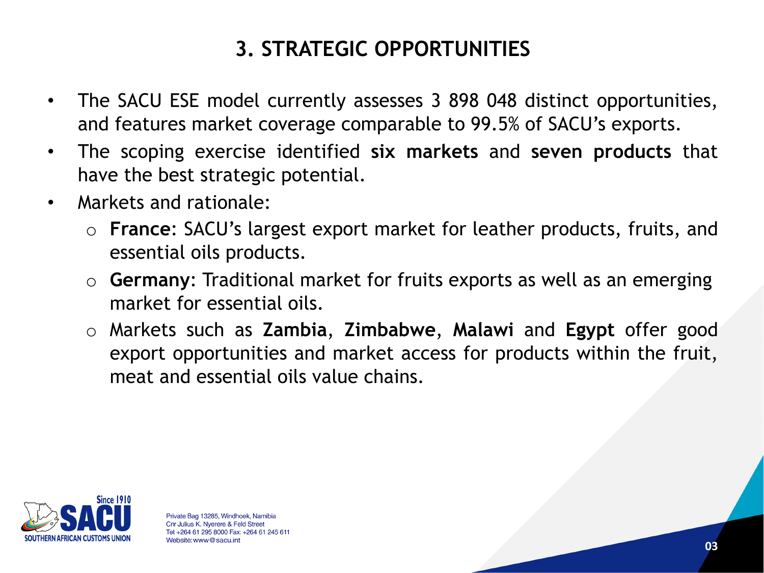# 3. STRATEGIC OPPORTUNITIES

- The SACU ESE model currently assesses 3 898 048 distinct opportunities, and features market coverage comparable to 99.5% of SACU's exports.
- The scoping exercise identified **six markets** and **seven products** that have the best strategic potential.
- Markets and rationale:
  - **France**: SACU's largest export market for leather products, fruits, and essential oils products.
  - **Germany**: Traditional market for fruits exports as well as an emerging market for essential oils.
  - Markets such as **Zambia**, **Zimbabwe**, **Malawi** and **Egypt** offer good export opportunities and market access for products within the fruit, meat and essential oils value chains.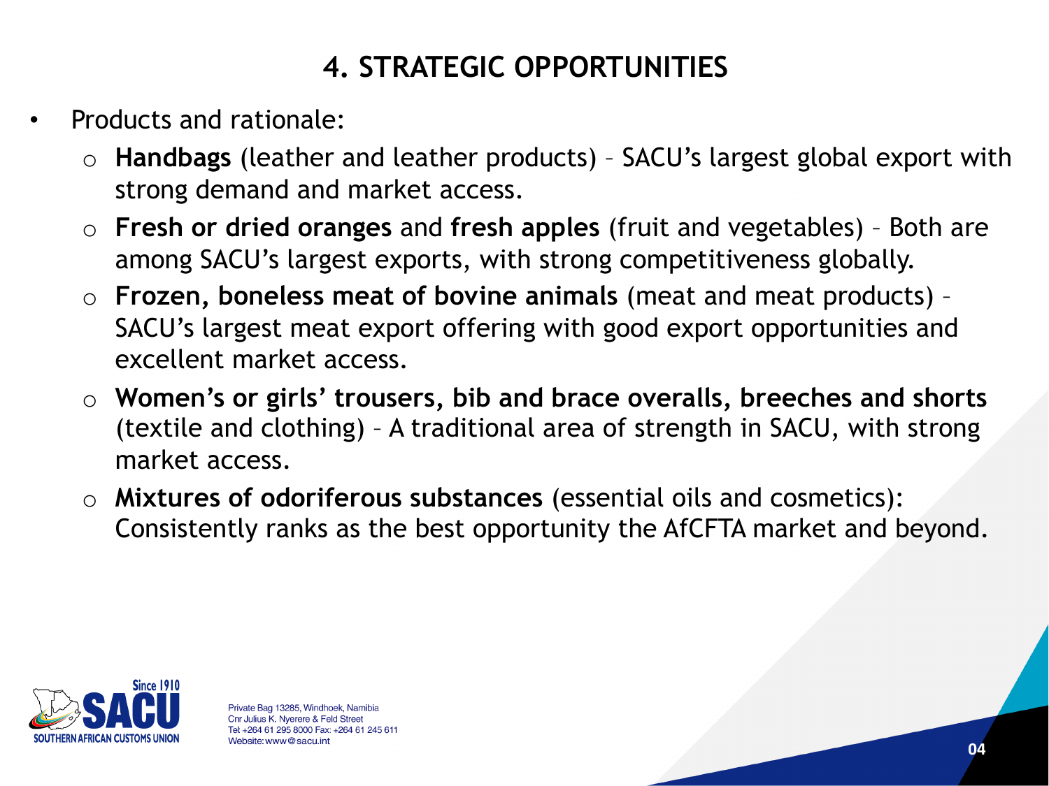# 4. STRATEGIC OPPORTUNITIES

- Products and rationale:
  - **Handbags** (leather and leather products) – SACU's largest global export with strong demand and market access.
  - **Fresh or dried oranges** and **fresh apples** (fruit and vegetables) – Both are among SACU's largest exports, with strong competitiveness globally.
  - **Frozen, boneless meat of bovine animals** (meat and meat products) – SACU's largest meat export offering with good export opportunities and excellent market access.
  - **Women's or girls' trousers, bib and brace overalls, breeches and shorts** (textile and clothing) – A traditional area of strength in SACU, with strong market access.
  - **Mixtures of odoriferous substances** (essential oils and cosmetics): Consistently ranks as the best opportunity the AfCFTA market and beyond.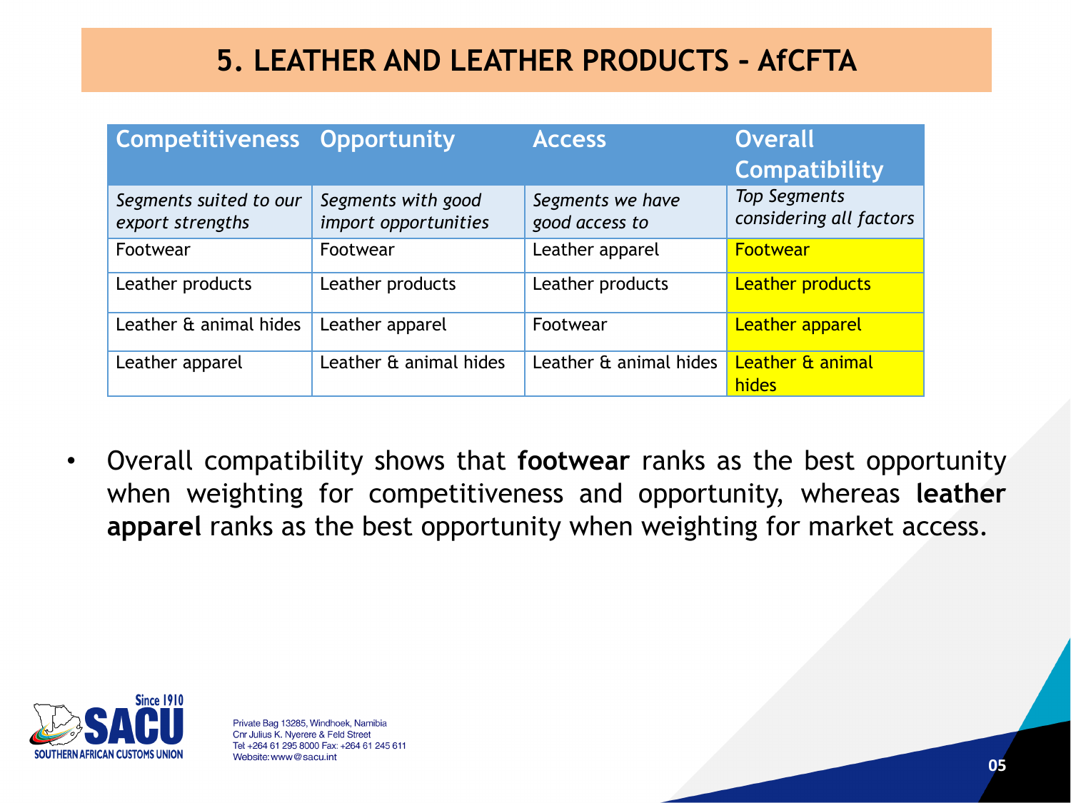# 5. LEATHER AND LEATHER PRODUCTS – AfCFTA

| Competitiveness | Opportunity | Access | Overall Compatibility |
|---|---|---|---|
| *Segments suited to our export strengths* | *Segments with good import opportunities* | *Segments we have good access to* | *Top Segments considering all factors* |
| Footwear | Footwear | Leather apparel | Footwear |
| Leather products | Leather products | Leather products | Leather products |
| Leather & animal hides | Leather apparel | Footwear | Leather apparel |
| Leather apparel | Leather & animal hides | Leather & animal hides | Leather & animal hides |

- Overall compatibility shows that **footwear** ranks as the best opportunity when weighting for competitiveness and opportunity, whereas **leather apparel** ranks as the best opportunity when weighting for market access.

Since 1910 SACU SOUTHERN AFRICAN CUSTOMS UNION

Private Bag 13285, Windhoek, Namibia
Cnr Julius K. Nyerere & Feld Street
Tel +264 61 295 8000 Fax: +264 61 245 611
Website: www@sacu.int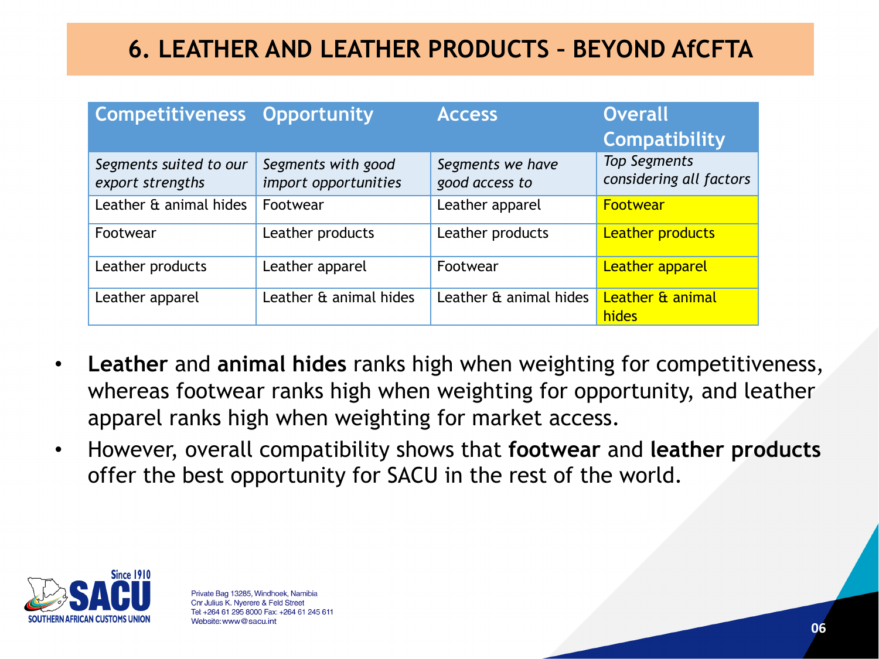# 6. LEATHER AND LEATHER PRODUCTS – BEYOND AfCFTA

| Competitiveness | Opportunity | Access | Overall Compatibility |
|---|---|---|---|
| *Segments suited to our export strengths* | *Segments with good import opportunities* | *Segments we have good access to* | *Top Segments considering all factors* |
| Leather & animal hides | Footwear | Leather apparel | Footwear |
| Footwear | Leather products | Leather products | Leather products |
| Leather products | Leather apparel | Footwear | Leather apparel |
| Leather apparel | Leather & animal hides | Leather & animal hides | Leather & animal hides |

- **Leather** and **animal hides** ranks high when weighting for competitiveness, whereas footwear ranks high when weighting for opportunity, and leather apparel ranks high when weighting for market access.
- However, overall compatibility shows that **footwear** and **leather products** offer the best opportunity for SACU in the rest of the world.

SACU Since 1910 SOUTHERN AFRICAN CUSTOMS UNION

Private Bag 13285, Windhoek, Namibia
Cnr Julius K. Nyerere & Feld Street
Tel: +264 61 295 8000 Fax: +264 61 245 611
Website: www@sacu.int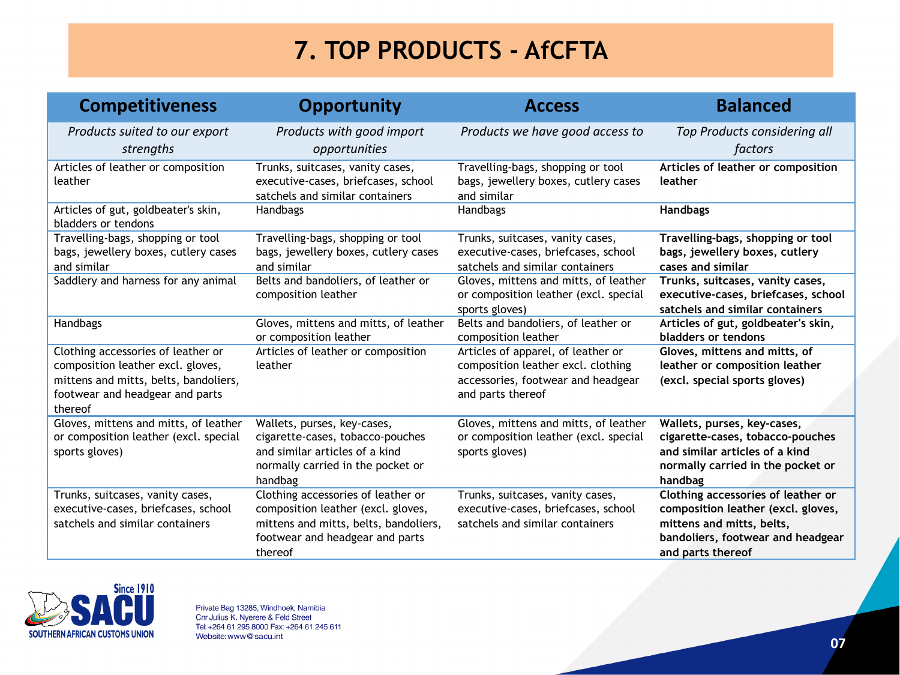# 7. TOP PRODUCTS - AfCFTA

| Competitiveness | Opportunity | Access | Balanced |
|---|---|---|---|
| *Products suited to our export strengths* | *Products with good import opportunities* | *Products we have good access to* | *Top Products considering all factors* |
| Articles of leather or composition leather | Trunks, suitcases, vanity cases, executive-cases, briefcases, school satchels and similar containers | Travelling-bags, shopping or tool bags, jewellery boxes, cutlery cases and similar | **Articles of leather or composition leather** |
| Articles of gut, goldbeater's skin, bladders or tendons | Handbags | Handbags | **Handbags** |
| Travelling-bags, shopping or tool bags, jewellery boxes, cutlery cases and similar | Travelling-bags, shopping or tool bags, jewellery boxes, cutlery cases and similar | Trunks, suitcases, vanity cases, executive-cases, briefcases, school satchels and similar containers | **Travelling-bags, shopping or tool bags, jewellery boxes, cutlery cases and similar** |
| Saddlery and harness for any animal | Belts and bandoliers, of leather or composition leather | Gloves, mittens and mitts, of leather or composition leather (excl. special sports gloves) | **Trunks, suitcases, vanity cases, executive-cases, briefcases, school satchels and similar containers** |
| Handbags | Gloves, mittens and mitts, of leather or composition leather | Belts and bandoliers, of leather or composition leather | **Articles of gut, goldbeater's skin, bladders or tendons** |
| Clothing accessories of leather or composition leather excl. gloves, mittens and mitts, belts, bandoliers, footwear and headgear and parts thereof | Articles of leather or composition leather | Articles of apparel, of leather or composition leather excl. clothing accessories, footwear and headgear and parts thereof | **Gloves, mittens and mitts, of leather or composition leather (excl. special sports gloves)** |
| Gloves, mittens and mitts, of leather or composition leather (excl. special sports gloves) | Wallets, purses, key-cases, cigarette-cases, tobacco-pouches and similar articles of a kind normally carried in the pocket or handbag | Gloves, mittens and mitts, of leather or composition leather (excl. special sports gloves) | **Wallets, purses, key-cases, cigarette-cases, tobacco-pouches and similar articles of a kind normally carried in the pocket or handbag** |
| Trunks, suitcases, vanity cases, executive-cases, briefcases, school satchels and similar containers | Clothing accessories of leather or composition leather (excl. gloves, mittens and mitts, belts, bandoliers, footwear and headgear and parts thereof | Trunks, suitcases, vanity cases, executive-cases, briefcases, school satchels and similar containers | **Clothing accessories of leather or composition leather (excl. gloves, mittens and mitts, belts, bandoliers, footwear and headgear and parts thereof** |

Since 1910 SACU SOUTHERN AFRICAN CUSTOMS UNION

Private Bag 13285, Windhoek, Namibia
Cnr Julius K. Nyerere & Feld Street
Tel: +264 61 295 8000 Fax: +264 61 245 611
Website: www@sacu.int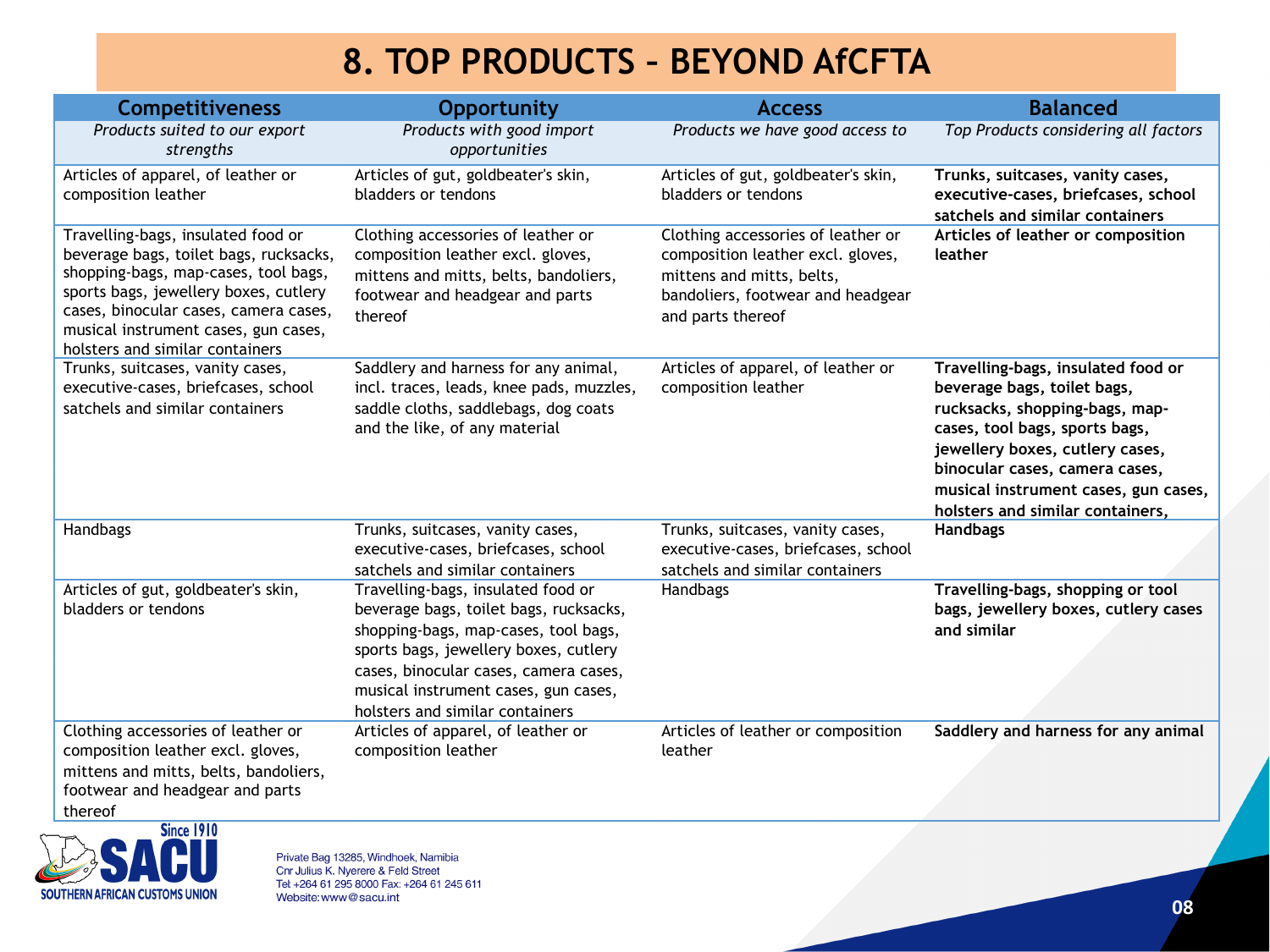# 8. TOP PRODUCTS – BEYOND AfCFTA

| Competitiveness | Opportunity | Access | Balanced |
|---|---|---|---|
| *Products suited to our export strengths* | *Products with good import opportunities* | *Products we have good access to* | *Top Products considering all factors* |
| Articles of apparel, of leather or composition leather | Articles of gut, goldbeater's skin, bladders or tendons | Articles of gut, goldbeater's skin, bladders or tendons | **Trunks, suitcases, vanity cases, executive-cases, briefcases, school satchels and similar containers** |
| Travelling-bags, insulated food or beverage bags, toilet bags, rucksacks, shopping-bags, map-cases, tool bags, sports bags, jewellery boxes, cutlery cases, binocular cases, camera cases, musical instrument cases, gun cases, holsters and similar containers | Clothing accessories of leather or composition leather excl. gloves, mittens and mitts, belts, bandoliers, footwear and headgear and parts thereof | Clothing accessories of leather or composition leather excl. gloves, mittens and mitts, belts, bandoliers, footwear and headgear and parts thereof | **Articles of leather or composition leather** |
| Trunks, suitcases, vanity cases, executive-cases, briefcases, school satchels and similar containers | Saddlery and harness for any animal, incl. traces, leads, knee pads, muzzles, saddle cloths, saddlebags, dog coats and the like, of any material | Articles of apparel, of leather or composition leather | **Travelling-bags, insulated food or beverage bags, toilet bags, rucksacks, shopping-bags, map-cases, tool bags, sports bags, jewellery boxes, cutlery cases, binocular cases, camera cases, musical instrument cases, gun cases, holsters and similar containers,** |
| Handbags | Trunks, suitcases, vanity cases, executive-cases, briefcases, school satchels and similar containers | Trunks, suitcases, vanity cases, executive-cases, briefcases, school satchels and similar containers | **Handbags** |
| Articles of gut, goldbeater's skin, bladders or tendons | Travelling-bags, insulated food or beverage bags, toilet bags, rucksacks, shopping-bags, map-cases, tool bags, sports bags, jewellery boxes, cutlery cases, binocular cases, camera cases, musical instrument cases, gun cases, holsters and similar containers | Handbags | **Travelling-bags, shopping or tool bags, jewellery boxes, cutlery cases and similar** |
| Clothing accessories of leather or composition leather excl. gloves, mittens and mitts, belts, bandoliers, footwear and headgear and parts thereof | Articles of apparel, of leather or composition leather | Articles of leather or composition leather | **Saddlery and harness for any animal** |

SACU Since 1910
SOUTHERN AFRICAN CUSTOMS UNION

Private Bag 13285, Windhoek, Namibia
Cnr Julius K. Nyerere & Feld Street
Tel: +264 61 295 8000 Fax: +264 61 245 611
Website: www@sacu.int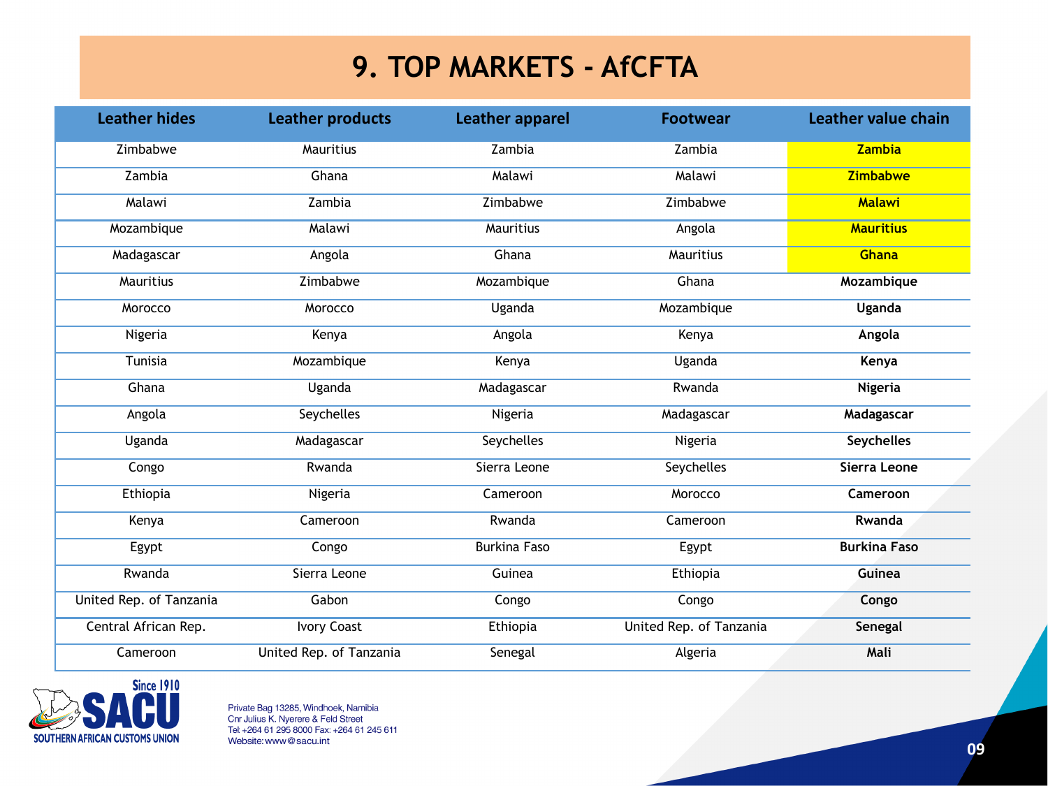# 9. TOP MARKETS - AfCFTA

| Leather hides | Leather products | Leather apparel | Footwear | Leather value chain |
|---|---|---|---|---|
| Zimbabwe | Mauritius | Zambia | Zambia | **Zambia** |
| Zambia | Ghana | Malawi | Malawi | **Zimbabwe** |
| Malawi | Zambia | Zimbabwe | Zimbabwe | **Malawi** |
| Mozambique | Malawi | Mauritius | Angola | **Mauritius** |
| Madagascar | Angola | Ghana | Mauritius | **Ghana** |
| Mauritius | Zimbabwe | Mozambique | Ghana | **Mozambique** |
| Morocco | Morocco | Uganda | Mozambique | **Uganda** |
| Nigeria | Kenya | Angola | Kenya | **Angola** |
| Tunisia | Mozambique | Kenya | Uganda | **Kenya** |
| Ghana | Uganda | Madagascar | Rwanda | **Nigeria** |
| Angola | Seychelles | Nigeria | Madagascar | **Madagascar** |
| Uganda | Madagascar | Seychelles | Nigeria | **Seychelles** |
| Congo | Rwanda | Sierra Leone | Seychelles | **Sierra Leone** |
| Ethiopia | Nigeria | Cameroon | Morocco | **Cameroon** |
| Kenya | Cameroon | Rwanda | Cameroon | **Rwanda** |
| Egypt | Congo | Burkina Faso | Egypt | **Burkina Faso** |
| Rwanda | Sierra Leone | Guinea | Ethiopia | **Guinea** |
| United Rep. of Tanzania | Gabon | Congo | Congo | **Congo** |
| Central African Rep. | Ivory Coast | Ethiopia | United Rep. of Tanzania | **Senegal** |
| Cameroon | United Rep. of Tanzania | Senegal | Algeria | **Mali** |

Since 1910
SACU
SOUTHERN AFRICAN CUSTOMS UNION

Private Bag 13285, Windhoek, Namibia
Cnr Julius K. Nyerere & Feld Street
Tel: +264 61 295 8000 Fax: +264 61 245 611
Website: www@sacu.int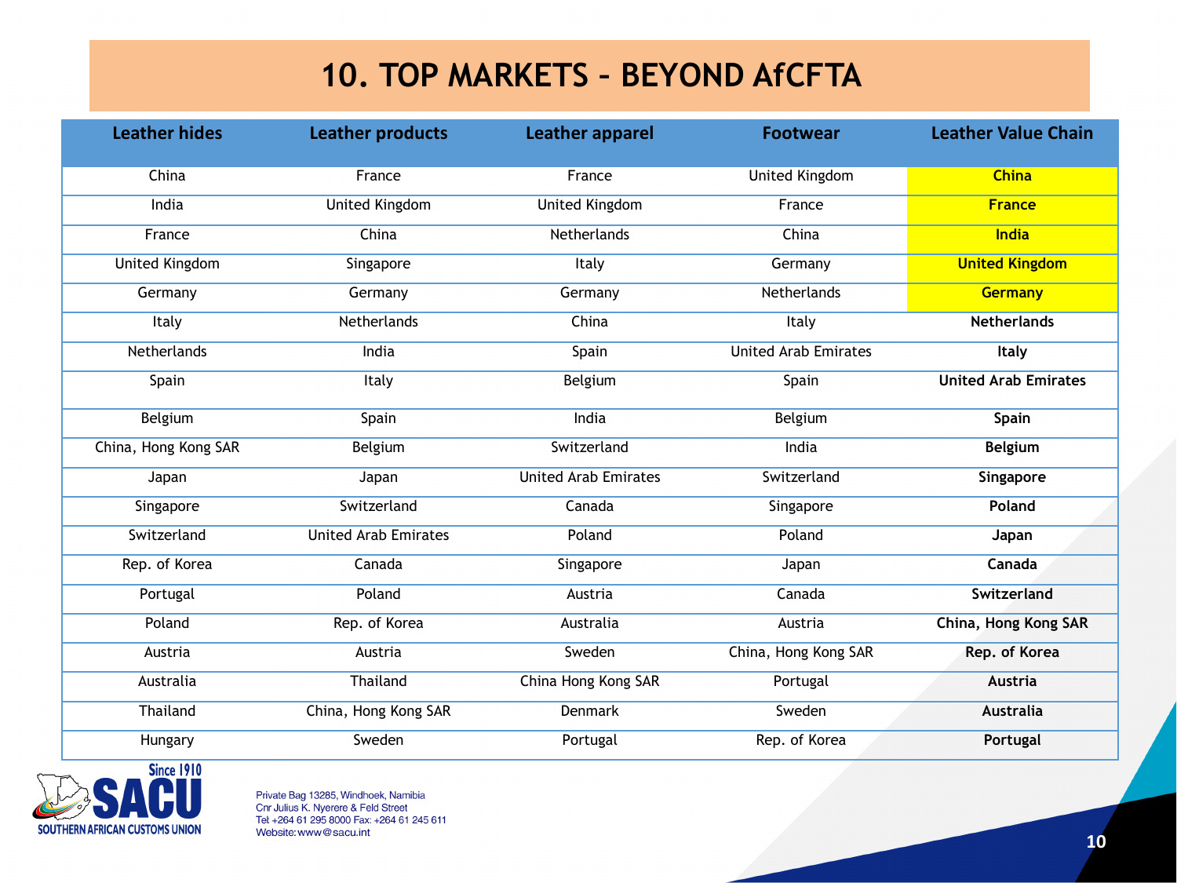# 10. TOP MARKETS – BEYOND AfCFTA

| Leather hides | Leather products | Leather apparel | Footwear | Leather Value Chain |
|---|---|---|---|---|
| China | France | France | United Kingdom | **China** |
| India | United Kingdom | United Kingdom | France | **France** |
| France | China | Netherlands | China | **India** |
| United Kingdom | Singapore | Italy | Germany | **United Kingdom** |
| Germany | Germany | Germany | Netherlands | **Germany** |
| Italy | Netherlands | China | Italy | **Netherlands** |
| Netherlands | India | Spain | United Arab Emirates | **Italy** |
| Spain | Italy | Belgium | Spain | **United Arab Emirates** |
| Belgium | Spain | India | Belgium | **Spain** |
| China, Hong Kong SAR | Belgium | Switzerland | India | **Belgium** |
| Japan | Japan | United Arab Emirates | Switzerland | **Singapore** |
| Singapore | Switzerland | Canada | Singapore | **Poland** |
| Switzerland | United Arab Emirates | Poland | Poland | **Japan** |
| Rep. of Korea | Canada | Singapore | Japan | **Canada** |
| Portugal | Poland | Austria | Canada | **Switzerland** |
| Poland | Rep. of Korea | Australia | Austria | **China, Hong Kong SAR** |
| Austria | Austria | Sweden | China, Hong Kong SAR | **Rep. of Korea** |
| Australia | Thailand | China Hong Kong SAR | Portugal | **Austria** |
| Thailand | China, Hong Kong SAR | Denmark | Sweden | **Australia** |
| Hungary | Sweden | Portugal | Rep. of Korea | **Portugal** |

Since 1910 SACU SOUTHERN AFRICAN CUSTOMS UNION

Private Bag 13285, Windhoek, Namibia
Cnr Julius K. Nyerere & Feld Street
Tel: +264 61 295 8000 Fax: +264 61 245 611
Website: www@sacu.int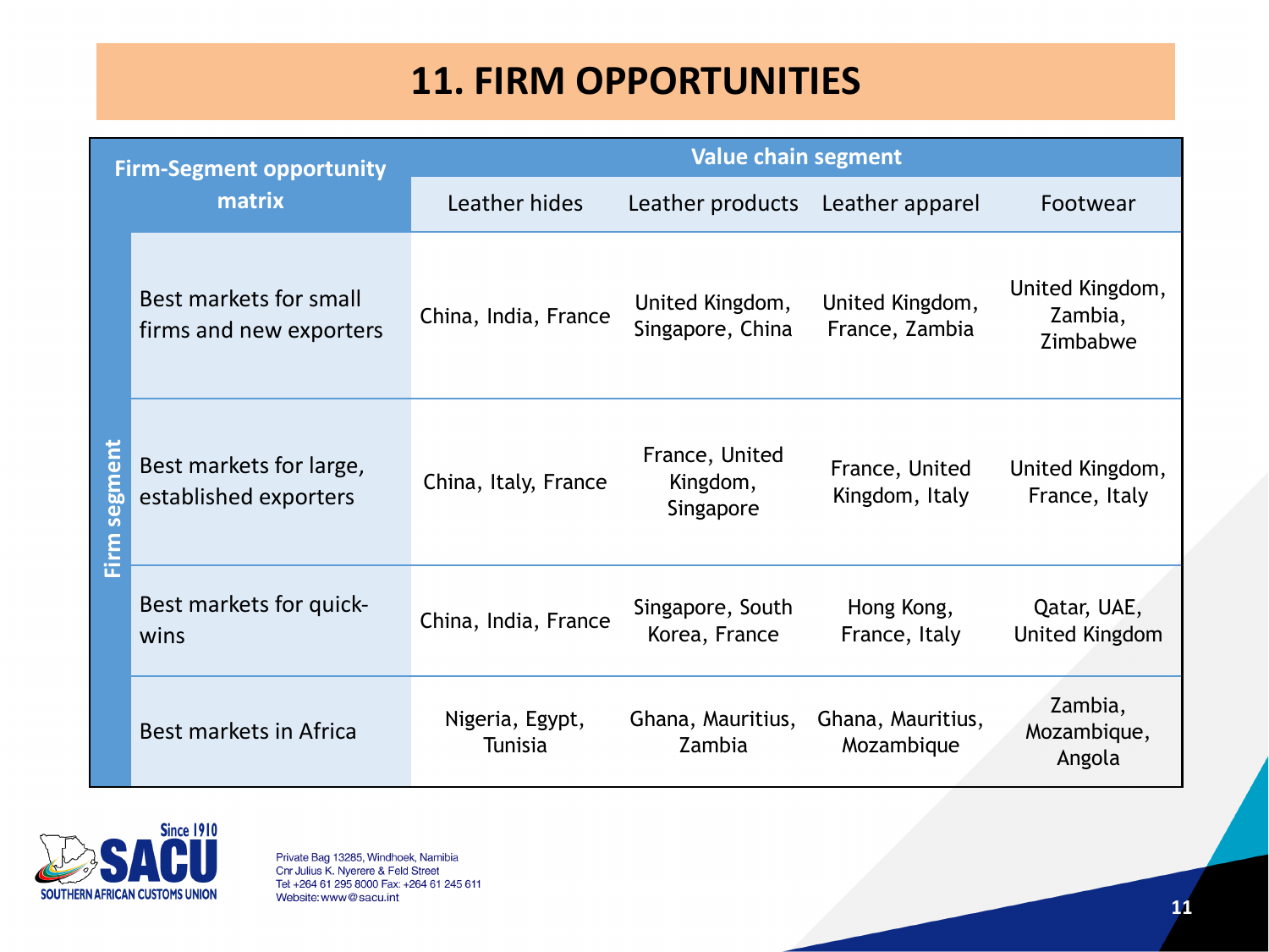# 11. FIRM OPPORTUNITIES

| Firm-Segment opportunity matrix | Value chain segment | | | |
|---|---|---|---|---|
| Firm segment | Leather hides | Leather products | Leather apparel | Footwear |
| Best markets for small firms and new exporters | China, India, France | United Kingdom, Singapore, China | United Kingdom, France, Zambia | United Kingdom, Zambia, Zimbabwe |
| Best markets for large, established exporters | China, Italy, France | France, United Kingdom, Singapore | France, United Kingdom, Italy | United Kingdom, France, Italy |
| Best markets for quick-wins | China, India, France | Singapore, South Korea, France | Hong Kong, France, Italy | Qatar, UAE, United Kingdom |
| Best markets in Africa | Nigeria, Egypt, Tunisia | Ghana, Mauritius, Zambia | Ghana, Mauritius, Mozambique | Zambia, Mozambique, Angola |

Since 1910 SACU SOUTHERN AFRICAN CUSTOMS UNION

Private Bag 13285, Windhoek, Namibia
Cnr Julius K. Nyerere & Feld Street
Tel: +264 61 295 8000 Fax: +264 61 245 611
Website: www@sacu.int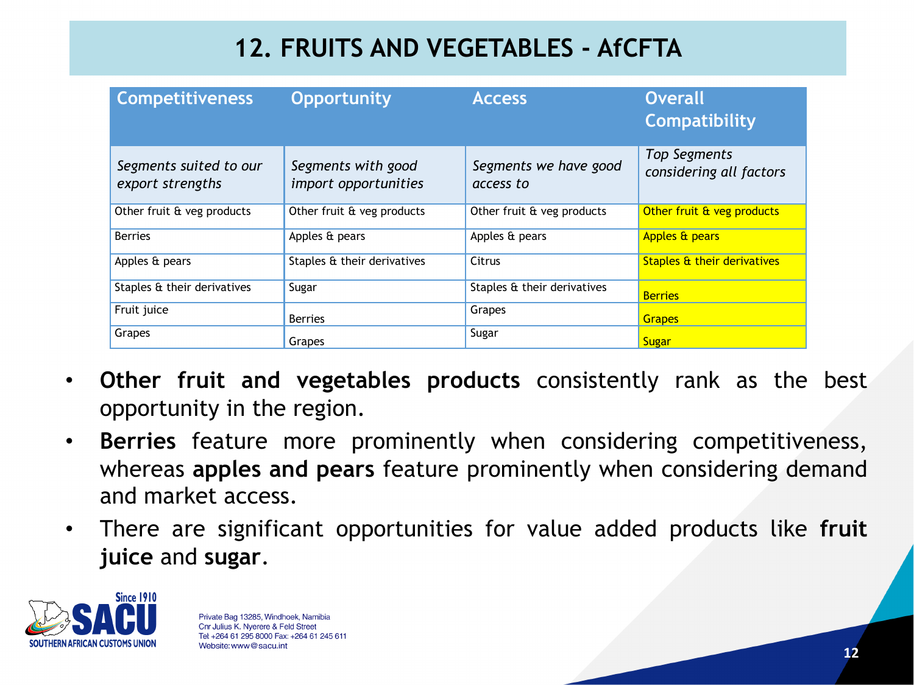# 12. FRUITS AND VEGETABLES - AfCFTA

| Competitiveness | Opportunity | Access | Overall Compatibility |
|---|---|---|---|
| *Segments suited to our export strengths* | *Segments with good import opportunities* | *Segments we have good access to* | *Top Segments considering all factors* |
| Other fruit & veg products | Other fruit & veg products | Other fruit & veg products | Other fruit & veg products |
| Berries | Apples & pears | Apples & pears | Apples & pears |
| Apples & pears | Staples & their derivatives | Citrus | Staples & their derivatives |
| Staples & their derivatives | Sugar | Staples & their derivatives | Berries |
| Fruit juice | Berries | Grapes | Grapes |
| Grapes | Grapes | Sugar | Sugar |

- **Other fruit and vegetables products** consistently rank as the best opportunity in the region.
- **Berries** feature more prominently when considering competitiveness, whereas **apples and pears** feature prominently when considering demand and market access.
- There are significant opportunities for value added products like **fruit juice** and **sugar**.

Since 1910 SACU SOUTHERN AFRICAN CUSTOMS UNION

Private Bag 13285, Windhoek, Namibia
Cnr Julius K. Nyerere & Feld Street
Tel +264 61 295 8000 Fax: +264 61 245 611
Website: www@sacu.int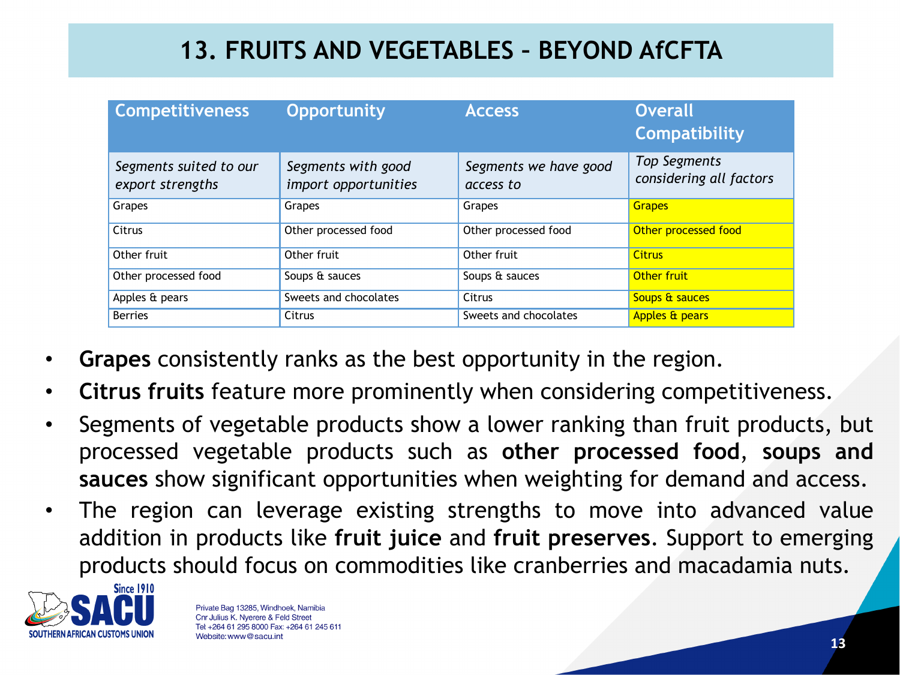# 13. FRUITS AND VEGETABLES – BEYOND AfCFTA

| Competitiveness | Opportunity | Access | Overall Compatibility |
|---|---|---|---|
| *Segments suited to our export strengths* | *Segments with good import opportunities* | *Segments we have good access to* | *Top Segments considering all factors* |
| Grapes | Grapes | Grapes | Grapes |
| Citrus | Other processed food | Other processed food | Other processed food |
| Other fruit | Other fruit | Other fruit | Citrus |
| Other processed food | Soups & sauces | Soups & sauces | Other fruit |
| Apples & pears | Sweets and chocolates | Citrus | Soups & sauces |
| Berries | Citrus | Sweets and chocolates | Apples & pears |

- **Grapes** consistently ranks as the best opportunity in the region.
- **Citrus fruits** feature more prominently when considering competitiveness.
- Segments of vegetable products show a lower ranking than fruit products, but processed vegetable products such as **other processed food**, **soups and sauces** show significant opportunities when weighting for demand and access.
- The region can leverage existing strengths to move into advanced value addition in products like **fruit juice** and **fruit preserves**. Support to emerging products should focus on commodities like cranberries and macadamia nuts.

Private Bag 13285, Windhoek, Namibia
Cnr Julius K. Nyerere & Feld Street
Tel: +264 61 295 8000 Fax: +264 61 245 611
Website: www@sacu.int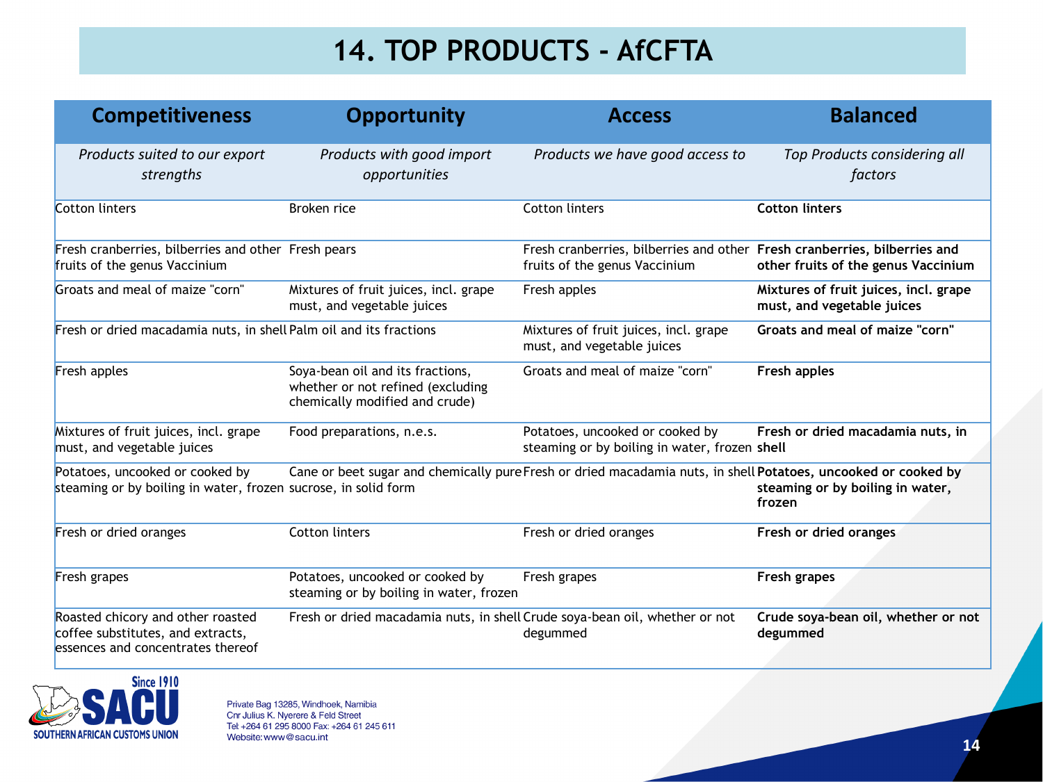# 14. TOP PRODUCTS - AfCFTA

| Competitiveness | Opportunity | Access | Balanced |
|---|---|---|---|
| *Products suited to our export strengths* | *Products with good import opportunities* | *Products we have good access to* | *Top Products considering all factors* |
| Cotton linters | Broken rice | Cotton linters | **Cotton linters** |
| Fresh cranberries, bilberries and other fruits of the genus Vaccinium | Fresh pears | Fresh cranberries, bilberries and other fruits of the genus Vaccinium | **Fresh cranberries, bilberries and other fruits of the genus Vaccinium** |
| Groats and meal of maize "corn" | Mixtures of fruit juices, incl. grape must, and vegetable juices | Fresh apples | **Mixtures of fruit juices, incl. grape must, and vegetable juices** |
| Fresh or dried macadamia nuts, in shell | Palm oil and its fractions | Mixtures of fruit juices, incl. grape must, and vegetable juices | **Groats and meal of maize "corn"** |
| Fresh apples | Soya-bean oil and its fractions, whether or not refined (excluding chemically modified and crude) | Groats and meal of maize "corn" | **Fresh apples** |
| Mixtures of fruit juices, incl. grape must, and vegetable juices | Food preparations, n.e.s. | Potatoes, uncooked or cooked by steaming or by boiling in water, frozen | **Fresh or dried macadamia nuts, in shell** |
| Potatoes, uncooked or cooked by steaming or by boiling in water, frozen | Cane or beet sugar and chemically pure sucrose, in solid form | Fresh or dried macadamia nuts, in shell | **Potatoes, uncooked or cooked by steaming or by boiling in water, frozen** |
| Fresh or dried oranges | Cotton linters | Fresh or dried oranges | **Fresh or dried oranges** |
| Fresh grapes | Potatoes, uncooked or cooked by steaming or by boiling in water, frozen | Fresh grapes | **Fresh grapes** |
| Roasted chicory and other roasted coffee substitutes, and extracts, essences and concentrates thereof | Fresh or dried macadamia nuts, in shell | Crude soya-bean oil, whether or not degummed | **Crude soya-bean oil, whether or not degummed** |

SACU Since 1910 SOUTHERN AFRICAN CUSTOMS UNION

Private Bag 13285, Windhoek, Namibia
Cnr Julius K. Nyerere & Feld Street
Tel: +264 61 295 8000 Fax: +264 61 245 611
Website: www@sacu.int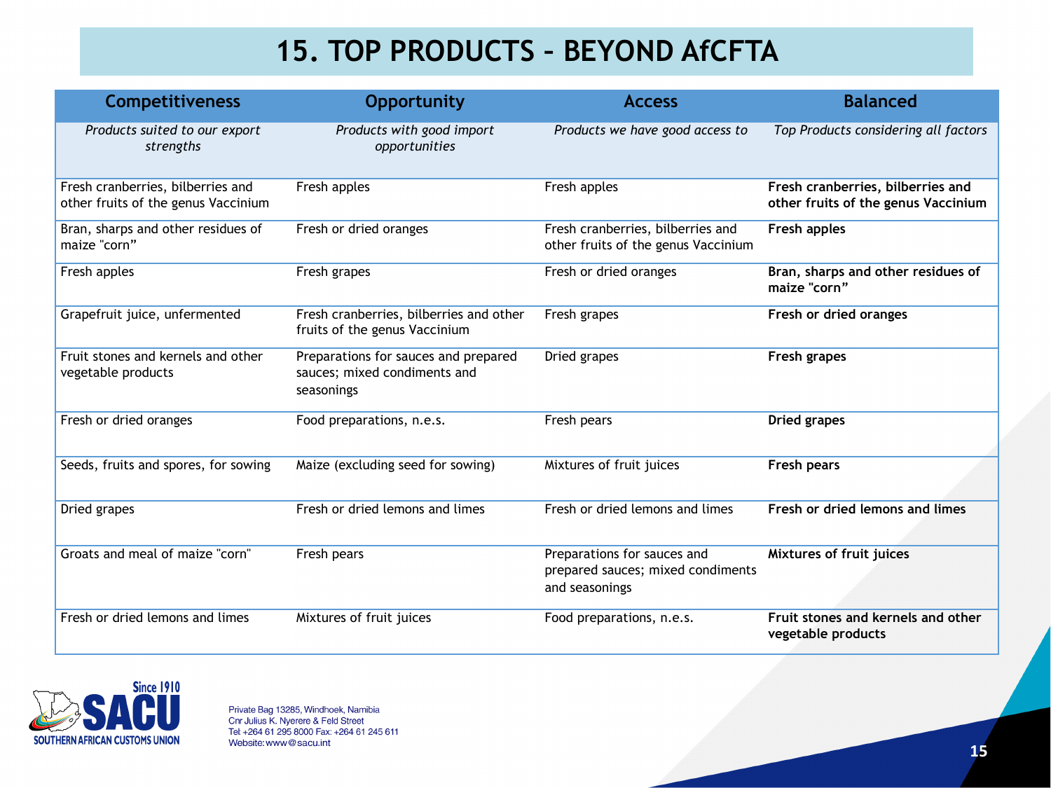# 15. TOP PRODUCTS – BEYOND AfCFTA

| Competitiveness | Opportunity | Access | Balanced |
|---|---|---|---|
| *Products suited to our export strengths* | *Products with good import opportunities* | *Products we have good access to* | *Top Products considering all factors* |
| Fresh cranberries, bilberries and other fruits of the genus Vaccinium | Fresh apples | Fresh apples | **Fresh cranberries, bilberries and other fruits of the genus Vaccinium** |
| Bran, sharps and other residues of maize "corn" | Fresh or dried oranges | Fresh cranberries, bilberries and other fruits of the genus Vaccinium | **Fresh apples** |
| Fresh apples | Fresh grapes | Fresh or dried oranges | **Bran, sharps and other residues of maize "corn"** |
| Grapefruit juice, unfermented | Fresh cranberries, bilberries and other fruits of the genus Vaccinium | Fresh grapes | **Fresh or dried oranges** |
| Fruit stones and kernels and other vegetable products | Preparations for sauces and prepared sauces; mixed condiments and seasonings | Dried grapes | **Fresh grapes** |
| Fresh or dried oranges | Food preparations, n.e.s. | Fresh pears | **Dried grapes** |
| Seeds, fruits and spores, for sowing | Maize (excluding seed for sowing) | Mixtures of fruit juices | **Fresh pears** |
| Dried grapes | Fresh or dried lemons and limes | Fresh or dried lemons and limes | **Fresh or dried lemons and limes** |
| Groats and meal of maize "corn" | Fresh pears | Preparations for sauces and prepared sauces; mixed condiments and seasonings | **Mixtures of fruit juices** |
| Fresh or dried lemons and limes | Mixtures of fruit juices | Food preparations, n.e.s. | **Fruit stones and kernels and other vegetable products** |

Since 1910
SACU
SOUTHERN AFRICAN CUSTOMS UNION

Private Bag 13285, Windhoek, Namibia
Cnr Julius K. Nyerere & Feld Street
Tel: +264 61 295 8000 Fax: +264 61 245 611
Website: www@sacu.int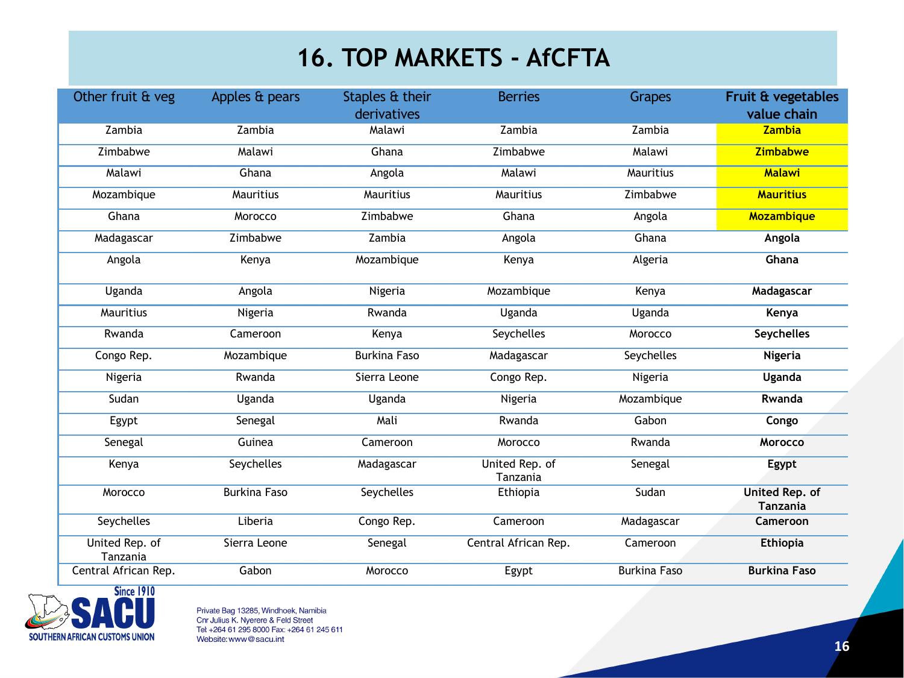# 16. TOP MARKETS - AfCFTA

| Other fruit & veg | Apples & pears | Staples & their derivatives | Berries | Grapes | Fruit & vegetables value chain |
|---|---|---|---|---|---|
| Zambia | Zambia | Malawi | Zambia | Zambia | **Zambia** |
| Zimbabwe | Malawi | Ghana | Zimbabwe | Malawi | **Zimbabwe** |
| Malawi | Ghana | Angola | Malawi | Mauritius | **Malawi** |
| Mozambique | Mauritius | Mauritius | Mauritius | Zimbabwe | **Mauritius** |
| Ghana | Morocco | Zimbabwe | Ghana | Angola | **Mozambique** |
| Madagascar | Zimbabwe | Zambia | Angola | Ghana | **Angola** |
| Angola | Kenya | Mozambique | Kenya | Algeria | **Ghana** |
| Uganda | Angola | Nigeria | Mozambique | Kenya | **Madagascar** |
| Mauritius | Nigeria | Rwanda | Uganda | Uganda | **Kenya** |
| Rwanda | Cameroon | Kenya | Seychelles | Morocco | **Seychelles** |
| Congo Rep. | Mozambique | Burkina Faso | Madagascar | Seychelles | **Nigeria** |
| Nigeria | Rwanda | Sierra Leone | Congo Rep. | Nigeria | **Uganda** |
| Sudan | Uganda | Uganda | Nigeria | Mozambique | **Rwanda** |
| Egypt | Senegal | Mali | Rwanda | Gabon | **Congo** |
| Senegal | Guinea | Cameroon | Morocco | Rwanda | **Morocco** |
| Kenya | Seychelles | Madagascar | United Rep. of Tanzania | Senegal | **Egypt** |
| Morocco | Burkina Faso | Seychelles | Ethiopia | Sudan | **United Rep. of Tanzania** |
| Seychelles | Liberia | Congo Rep. | Cameroon | Madagascar | **Cameroon** |
| United Rep. of Tanzania | Sierra Leone | Senegal | Central African Rep. | Cameroon | **Ethiopia** |
| Central African Rep. | Gabon | Morocco | Egypt | Burkina Faso | **Burkina Faso** |

Since 1910 SACU SOUTHERN AFRICAN CUSTOMS UNION

Private Bag 13285, Windhoek, Namibia
Cnr Julius K. Nyerere & Feld Street
Tel: +264 61 295 8000 Fax: +264 61 245 611
Website: www@sacu.int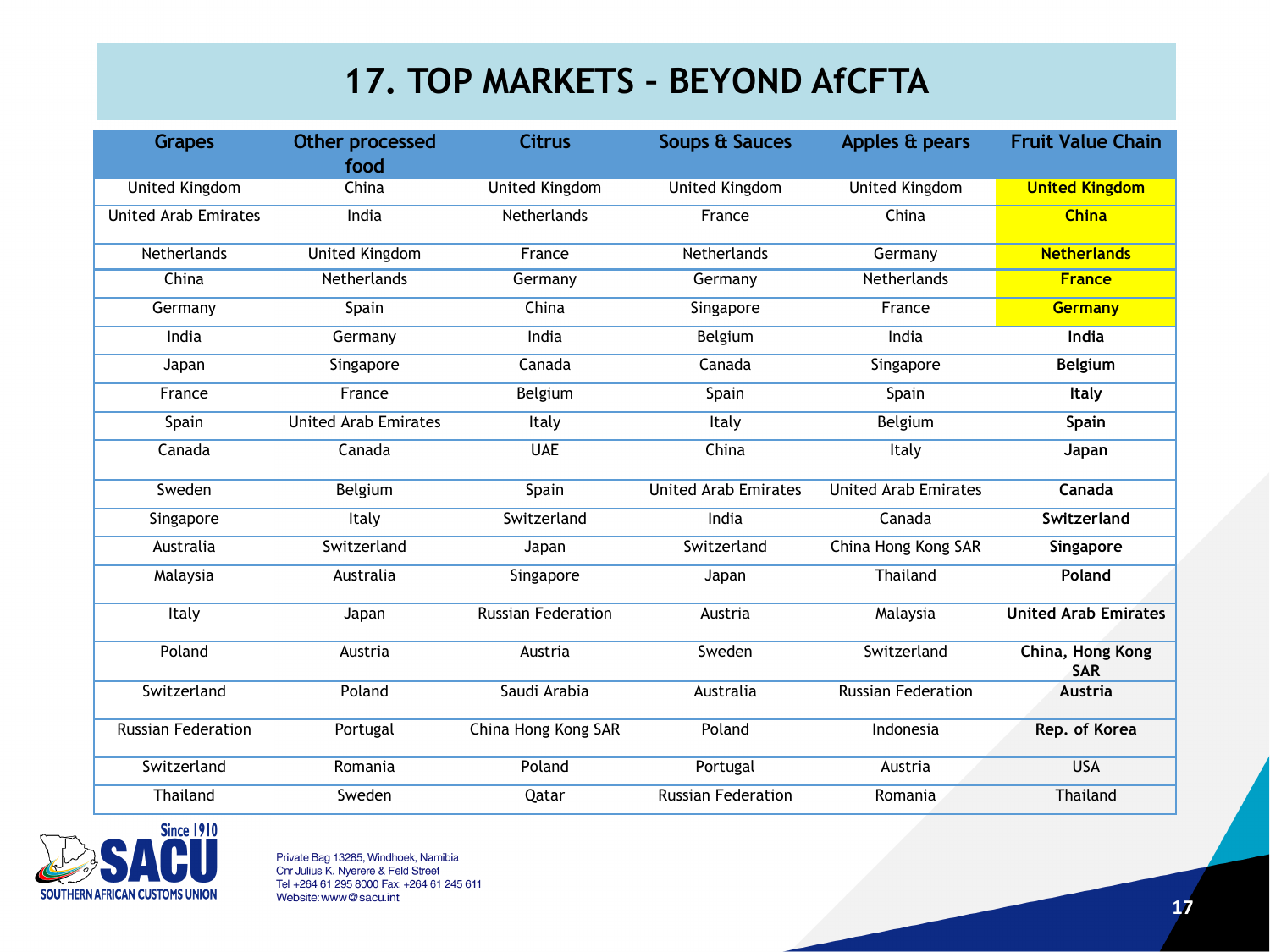# 17. TOP MARKETS – BEYOND AfCFTA

| Grapes | Other processed food | Citrus | Soups & Sauces | Apples & pears | Fruit Value Chain |
|---|---|---|---|---|---|
| United Kingdom | China | United Kingdom | United Kingdom | United Kingdom | **United Kingdom** |
| United Arab Emirates | India | Netherlands | France | China | **China** |
| Netherlands | United Kingdom | France | Netherlands | Germany | **Netherlands** |
| China | Netherlands | Germany | Germany | Netherlands | **France** |
| Germany | Spain | China | Singapore | France | **Germany** |
| India | Germany | India | Belgium | India | **India** |
| Japan | Singapore | Canada | Canada | Singapore | **Belgium** |
| France | France | Belgium | Spain | Spain | **Italy** |
| Spain | United Arab Emirates | Italy | Italy | Belgium | **Spain** |
| Canada | Canada | UAE | China | Italy | **Japan** |
| Sweden | Belgium | Spain | United Arab Emirates | United Arab Emirates | **Canada** |
| Singapore | Italy | Switzerland | India | Canada | **Switzerland** |
| Australia | Switzerland | Japan | Switzerland | China Hong Kong SAR | **Singapore** |
| Malaysia | Australia | Singapore | Japan | Thailand | **Poland** |
| Italy | Japan | Russian Federation | Austria | Malaysia | **United Arab Emirates** |
| Poland | Austria | Austria | Sweden | Switzerland | **China, Hong Kong SAR** |
| Switzerland | Poland | Saudi Arabia | Australia | Russian Federation | **Austria** |
| Russian Federation | Portugal | China Hong Kong SAR | Poland | Indonesia | **Rep. of Korea** |
| Switzerland | Romania | Poland | Portugal | Austria | USA |
| Thailand | Sweden | Qatar | Russian Federation | Romania | Thailand |

Since 1910
SACU
SOUTHERN AFRICAN CUSTOMS UNION

Private Bag 13285, Windhoek, Namibia
Cnr Julius K. Nyerere & Feld Street
Tel: +264 61 295 8000 Fax: +264 61 245 611
Website: www@sacu.int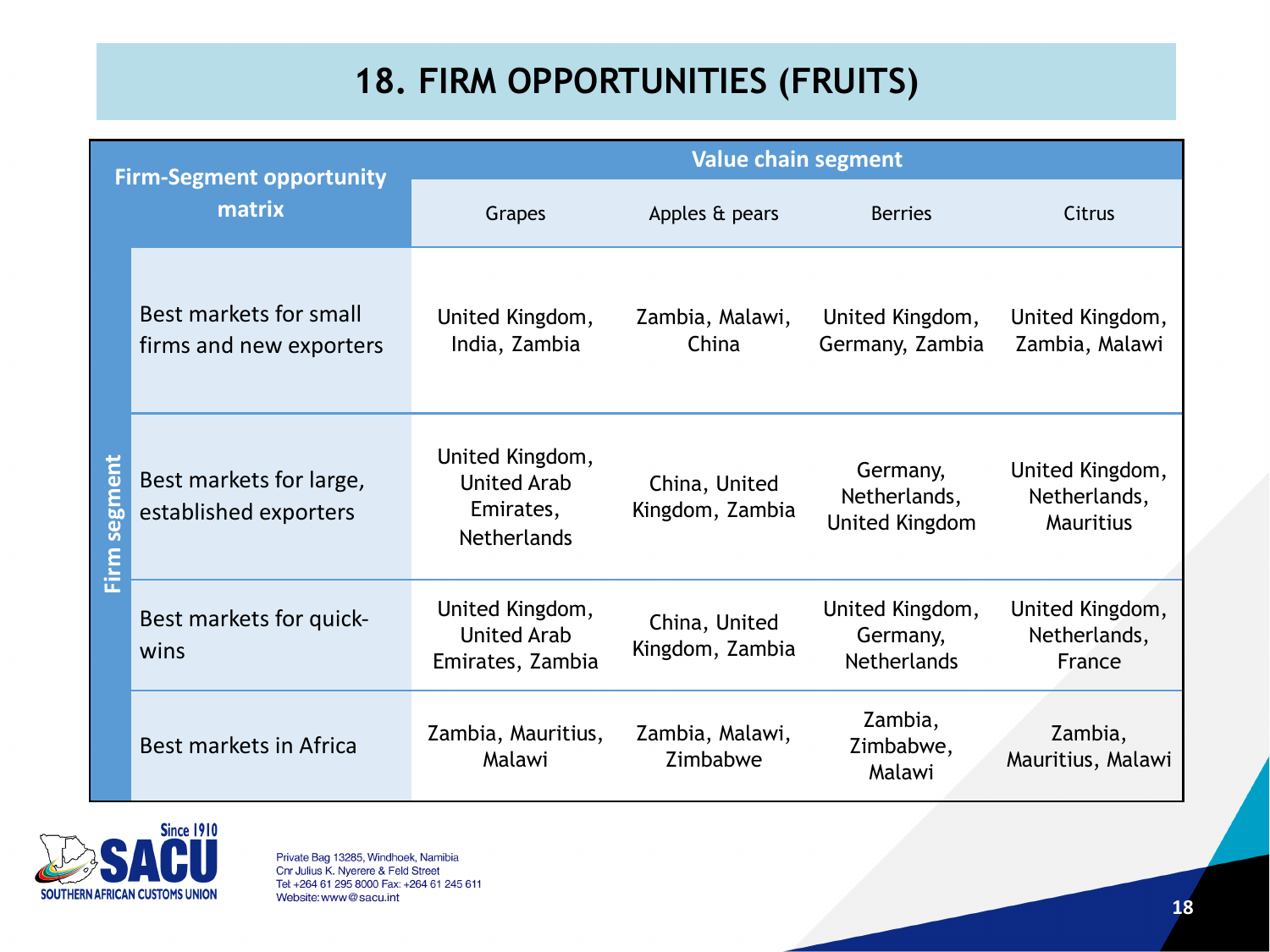# 18. FIRM OPPORTUNITIES (FRUITS)

| Firm-Segment opportunity matrix | | Value chain segment | | | |
|---|---|---|---|---|---|
| | | Grapes | Apples & pears | Berries | Citrus |
| Firm segment | Best markets for small firms and new exporters | United Kingdom, India, Zambia | Zambia, Malawi, China | United Kingdom, Germany, Zambia | United Kingdom, Zambia, Malawi |
| | Best markets for large, established exporters | United Kingdom, United Arab Emirates, Netherlands | China, United Kingdom, Zambia | Germany, Netherlands, United Kingdom | United Kingdom, Netherlands, Mauritius |
| | Best markets for quick-wins | United Kingdom, United Arab Emirates, Zambia | China, United Kingdom, Zambia | United Kingdom, Germany, Netherlands | United Kingdom, Netherlands, France |
| | Best markets in Africa | Zambia, Mauritius, Malawi | Zambia, Malawi, Zimbabwe | Zambia, Zimbabwe, Malawi | Zambia, Mauritius, Malawi |

Since 1910
SACU
SOUTHERN AFRICAN CUSTOMS UNION

Private Bag 13285, Windhoek, Namibia
Cnr Julius K. Nyerere & Feld Street
Tel: +264 61 295 8000 Fax: +264 61 245 611
Website: www@sacu.int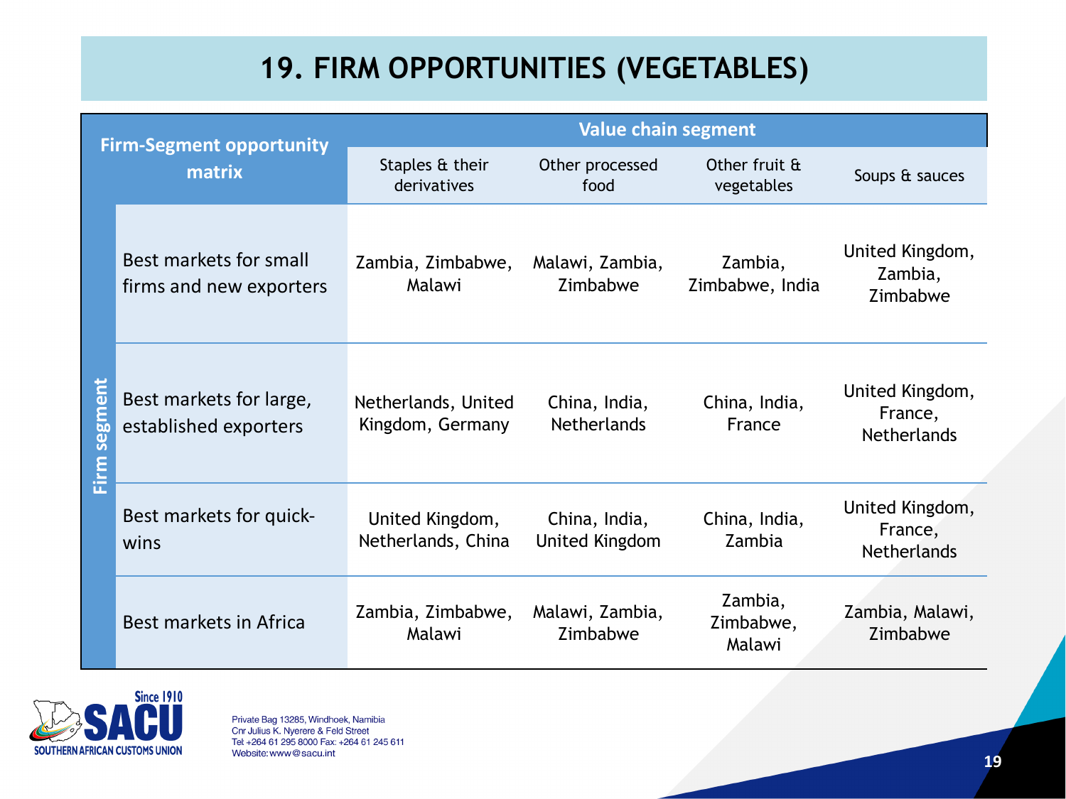# 19. FIRM OPPORTUNITIES (VEGETABLES)

| Firm-Segment opportunity matrix | Value chain segment | | | |
|---|---|---|---|---|
| Firm segment | Staples & their derivatives | Other processed food | Other fruit & vegetables | Soups & sauces |
| Best markets for small firms and new exporters | Zambia, Zimbabwe, Malawi | Malawi, Zambia, Zimbabwe | Zambia, Zimbabwe, India | United Kingdom, Zambia, Zimbabwe |
| Best markets for large, established exporters | Netherlands, United Kingdom, Germany | China, India, Netherlands | China, India, France | United Kingdom, France, Netherlands |
| Best markets for quick-wins | United Kingdom, Netherlands, China | China, India, United Kingdom | China, India, Zambia | United Kingdom, France, Netherlands |
| Best markets in Africa | Zambia, Zimbabwe, Malawi | Malawi, Zambia, Zimbabwe | Zambia, Zimbabwe, Malawi | Zambia, Malawi, Zimbabwe |

Since 1910
SACU
SOUTHERN AFRICAN CUSTOMS UNION

Private Bag 13285, Windhoek, Namibia
Cnr Julius K. Nyerere & Feld Street
Tel +264 61 295 8000 Fax: +264 61 245 611
Website: www@sacu.int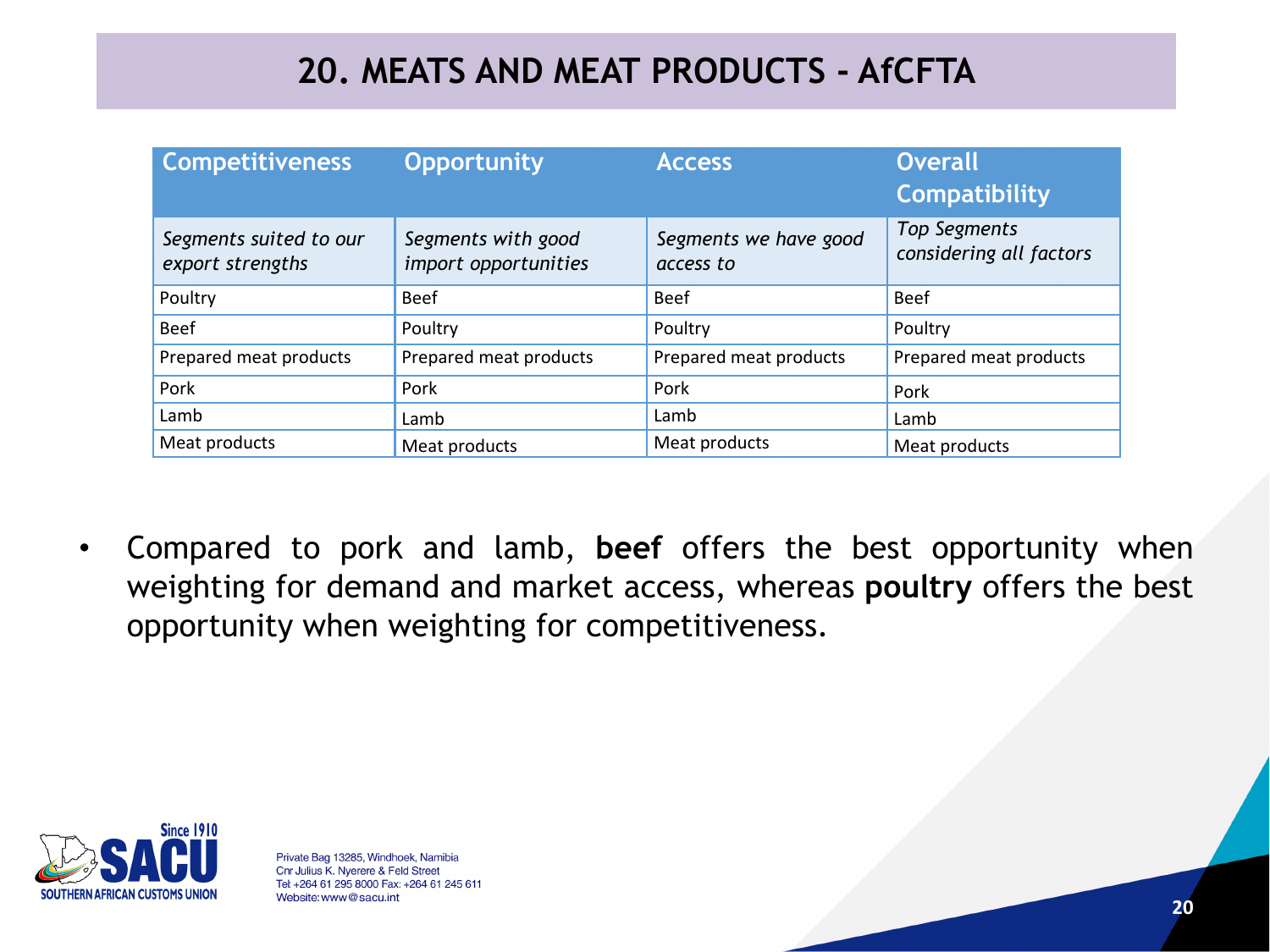# 20. MEATS AND MEAT PRODUCTS - AfCFTA

| Competitiveness | Opportunity | Access | Overall Compatibility |
|---|---|---|---|
| *Segments suited to our export strengths* | *Segments with good import opportunities* | *Segments we have good access to* | *Top Segments considering all factors* |
| Poultry | Beef | Beef | Beef |
| Beef | Poultry | Poultry | Poultry |
| Prepared meat products | Prepared meat products | Prepared meat products | Prepared meat products |
| Pork | Pork | Pork | Pork |
| Lamb | Lamb | Lamb | Lamb |
| Meat products | Meat products | Meat products | Meat products |

- Compared to pork and lamb, **beef** offers the best opportunity when weighting for demand and market access, whereas **poultry** offers the best opportunity when weighting for competitiveness.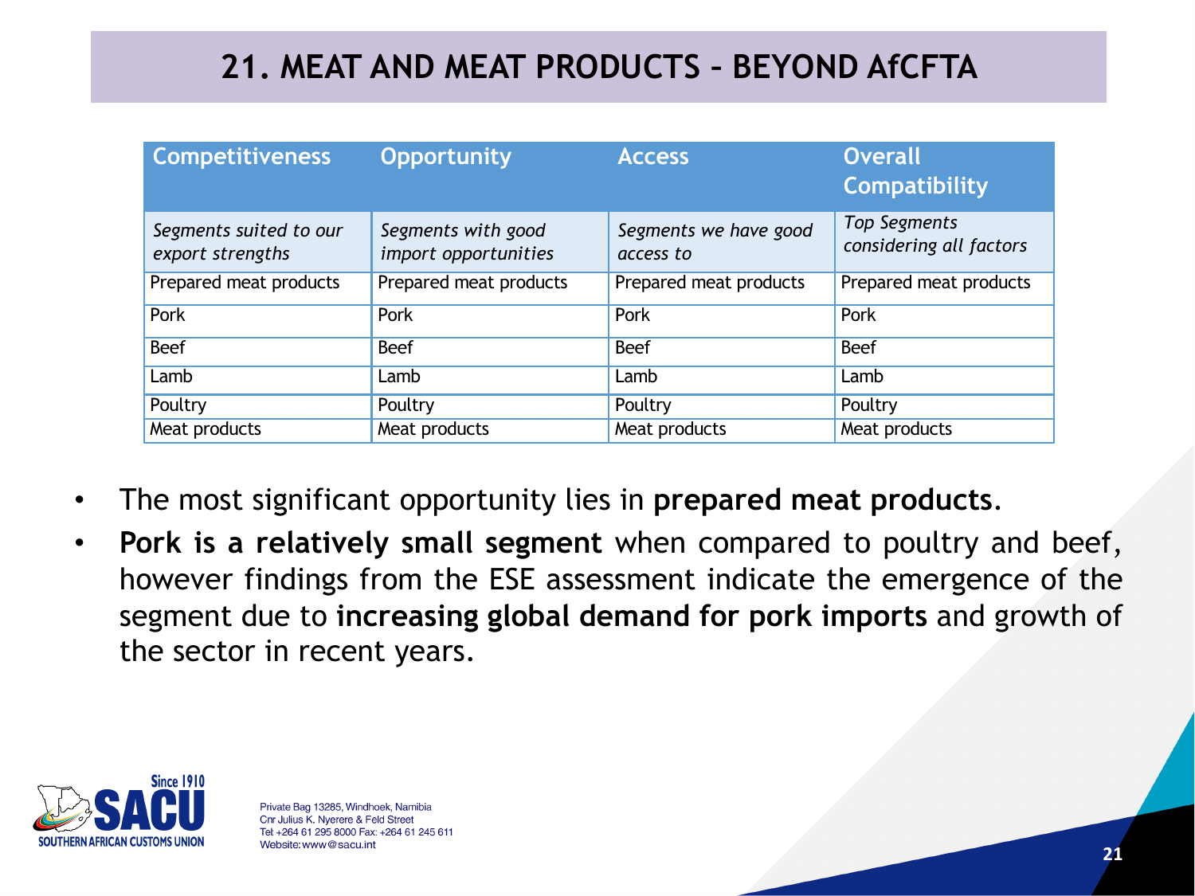# 21. MEAT AND MEAT PRODUCTS – BEYOND AfCFTA

| Competitiveness | Opportunity | Access | Overall Compatibility |
|---|---|---|---|
| *Segments suited to our export strengths* | *Segments with good import opportunities* | *Segments we have good access to* | *Top Segments considering all factors* |
| Prepared meat products | Prepared meat products | Prepared meat products | Prepared meat products |
| Pork | Pork | Pork | Pork |
| Beef | Beef | Beef | Beef |
| Lamb | Lamb | Lamb | Lamb |
| Poultry | Poultry | Poultry | Poultry |
| Meat products | Meat products | Meat products | Meat products |

- The most significant opportunity lies in **prepared meat products**.
- **Pork is a relatively small segment** when compared to poultry and beef, however findings from the ESE assessment indicate the emergence of the segment due to **increasing global demand for pork imports** and growth of the sector in recent years.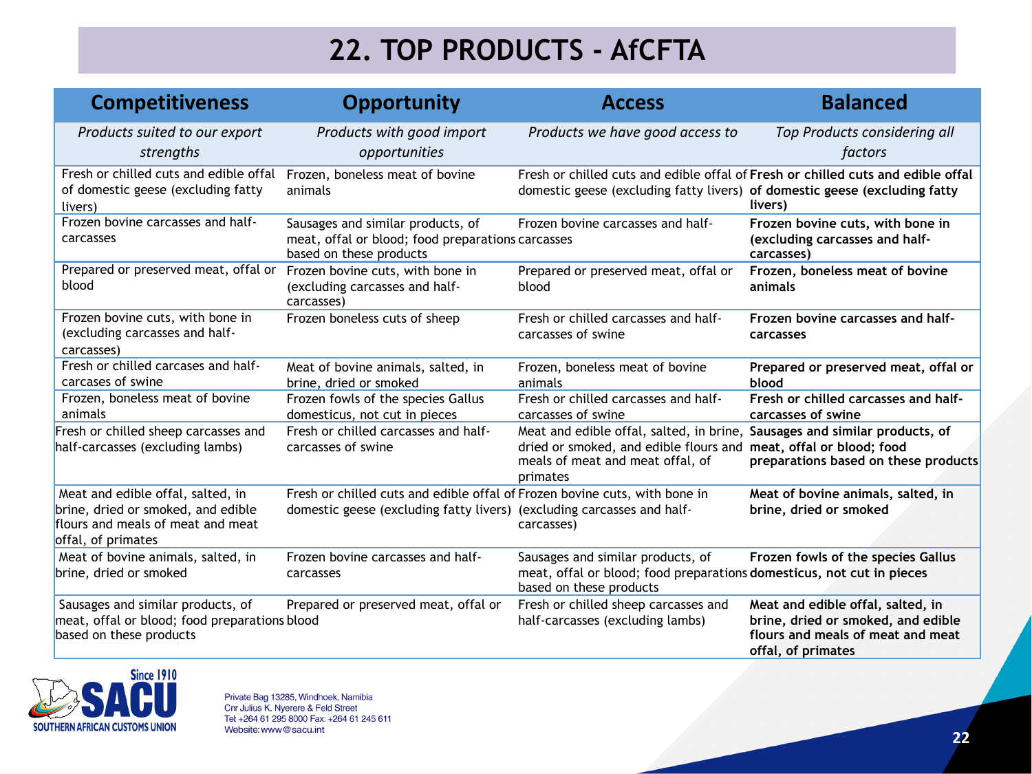# 22. TOP PRODUCTS - AfCFTA

| Competitiveness | Opportunity | Access | Balanced |
|---|---|---|---|
| *Products suited to our export strengths* | *Products with good import opportunities* | *Products we have good access to* | *Top Products considering all factors* |
| Fresh or chilled cuts and edible offal of domestic geese (excluding fatty livers) | Frozen, boneless meat of bovine animals | Fresh or chilled cuts and edible offal of domestic geese (excluding fatty livers) | **Fresh or chilled cuts and edible offal of domestic geese (excluding fatty livers)** |
| Frozen bovine carcasses and half-carcasses | Sausages and similar products, of meat, offal or blood; food preparations based on these products | Frozen bovine carcasses and half-carcasses | **Frozen bovine cuts, with bone in (excluding carcasses and half-carcasses)** |
| Prepared or preserved meat, offal or blood | Frozen bovine cuts, with bone in (excluding carcasses and half-carcasses) | Prepared or preserved meat, offal or blood | **Frozen, boneless meat of bovine animals** |
| Frozen bovine cuts, with bone in (excluding carcasses and half-carcasses) | Frozen boneless cuts of sheep | Fresh or chilled carcasses and half-carcasses of swine | **Frozen bovine carcasses and half-carcasses** |
| Fresh or chilled carcases and half-carcases of swine | Meat of bovine animals, salted, in brine, dried or smoked | Frozen, boneless meat of bovine animals | **Prepared or preserved meat, offal or blood** |
| Frozen, boneless meat of bovine animals | Frozen fowls of the species Gallus domesticus, not cut in pieces | Fresh or chilled carcasses and half-carcasses of swine | **Fresh or chilled carcasses and half-carcasses of swine** |
| Fresh or chilled sheep carcasses and half-carcasses (excluding lambs) | Fresh or chilled carcasses and half-carcasses of swine | Meat and edible offal, salted, in brine, dried or smoked, and edible flours and meals of meat and meat offal, of primates | **Sausages and similar products, of meat, offal or blood; food preparations based on these products** |
| Meat and edible offal, salted, in brine, dried or smoked, and edible flours and meals of meat and meat offal, of primates | Fresh or chilled cuts and edible offal of domestic geese (excluding fatty livers) | Frozen bovine cuts, with bone in (excluding carcasses and half-carcasses) | **Meat of bovine animals, salted, in brine, dried or smoked** |
| Meat of bovine animals, salted, in brine, dried or smoked | Frozen bovine carcasses and half-carcasses | Sausages and similar products, of meat, offal or blood; food preparations based on these products | **Frozen fowls of the species Gallus domesticus, not cut in pieces** |
| Sausages and similar products, of meat, offal or blood; food preparations based on these products | Prepared or preserved meat, offal or blood | Fresh or chilled sheep carcasses and half-carcasses (excluding lambs) | **Meat and edible offal, salted, in brine, dried or smoked, and edible flours and meals of meat and meat offal, of primates** |

Since 1910
SACU
SOUTHERN AFRICAN CUSTOMS UNION

Private Bag 13285, Windhoek, Namibia
Cnr Julius K. Nyerere & Feld Street
Tel: +264 61 295 8000 Fax: +264 61 245 611
Website: www@sacu.int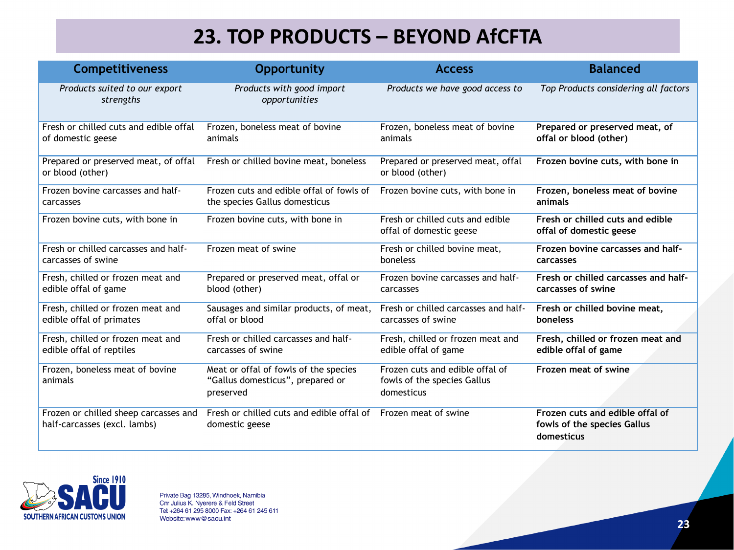# 23. TOP PRODUCTS – BEYOND AfCFTA

| Competitiveness | Opportunity | Access | Balanced |
|---|---|---|---|
| *Products suited to our export strengths* | *Products with good import opportunities* | *Products we have good access to* | *Top Products considering all factors* |
| Fresh or chilled cuts and edible offal of domestic geese | Frozen, boneless meat of bovine animals | Frozen, boneless meat of bovine animals | **Prepared or preserved meat, of offal or blood (other)** |
| Prepared or preserved meat, of offal or blood (other) | Fresh or chilled bovine meat, boneless | Prepared or preserved meat, offal or blood (other) | **Frozen bovine cuts, with bone in** |
| Frozen bovine carcasses and half-carcasses | Frozen cuts and edible offal of fowls of the species Gallus domesticus | Frozen bovine cuts, with bone in | **Frozen, boneless meat of bovine animals** |
| Frozen bovine cuts, with bone in | Frozen bovine cuts, with bone in | Fresh or chilled cuts and edible offal of domestic geese | **Fresh or chilled cuts and edible offal of domestic geese** |
| Fresh or chilled carcasses and half-carcasses of swine | Frozen meat of swine | Fresh or chilled bovine meat, boneless | **Frozen bovine carcasses and half-carcasses** |
| Fresh, chilled or frozen meat and edible offal of game | Prepared or preserved meat, offal or blood (other) | Frozen bovine carcasses and half-carcasses | **Fresh or chilled carcasses and half-carcasses of swine** |
| Fresh, chilled or frozen meat and edible offal of primates | Sausages and similar products, of meat, offal or blood | Fresh or chilled carcasses and half-carcasses of swine | **Fresh or chilled bovine meat, boneless** |
| Fresh, chilled or frozen meat and edible offal of reptiles | Fresh or chilled carcasses and half-carcasses of swine | Fresh, chilled or frozen meat and edible offal of game | **Fresh, chilled or frozen meat and edible offal of game** |
| Frozen, boneless meat of bovine animals | Meat or offal of fowls of the species "Gallus domesticus", prepared or preserved | Frozen cuts and edible offal of fowls of the species Gallus domesticus | **Frozen meat of swine** |
| Frozen or chilled sheep carcasses and half-carcasses (excl. lambs) | Fresh or chilled cuts and edible offal of domestic geese | Frozen meat of swine | **Frozen cuts and edible offal of fowls of the species Gallus domesticus** |

Since 1910 SACU SOUTHERN AFRICAN CUSTOMS UNION

Private Bag 13285, Windhoek, Namibia
Cnr Julius K. Nyerere & Feld Street
Tel: +264 61 295 8000 Fax: +264 61 245 611
Website: www@sacu.int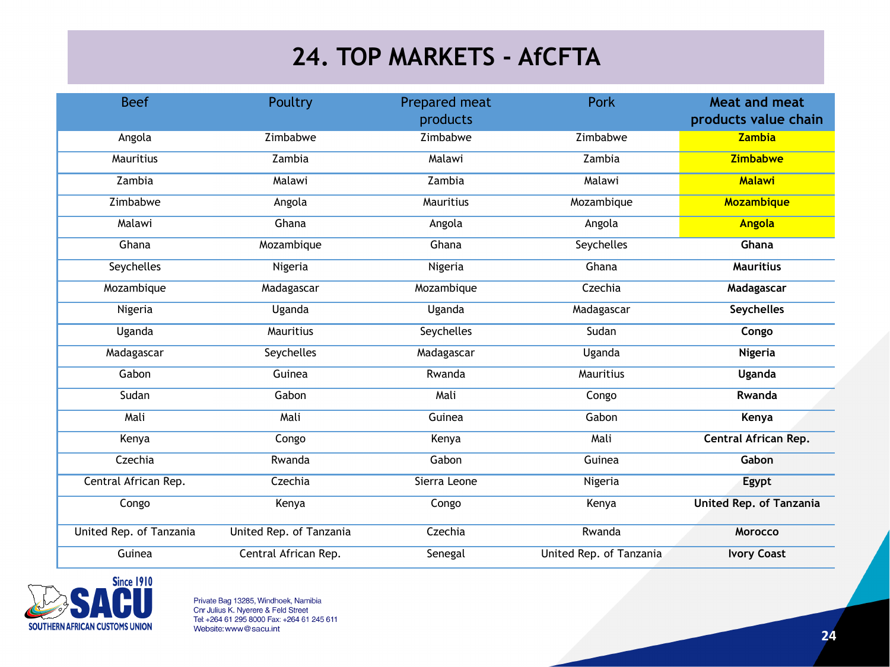# 24. TOP MARKETS - AfCFTA

| Beef | Poultry | Prepared meat products | Pork | Meat and meat products value chain |
|---|---|---|---|---|
| Angola | Zimbabwe | Zimbabwe | Zimbabwe | **Zambia** |
| Mauritius | Zambia | Malawi | Zambia | **Zimbabwe** |
| Zambia | Malawi | Zambia | Malawi | **Malawi** |
| Zimbabwe | Angola | Mauritius | Mozambique | **Mozambique** |
| Malawi | Ghana | Angola | Angola | **Angola** |
| Ghana | Mozambique | Ghana | Seychelles | **Ghana** |
| Seychelles | Nigeria | Nigeria | Ghana | **Mauritius** |
| Mozambique | Madagascar | Mozambique | Czechia | **Madagascar** |
| Nigeria | Uganda | Uganda | Madagascar | **Seychelles** |
| Uganda | Mauritius | Seychelles | Sudan | **Congo** |
| Madagascar | Seychelles | Madagascar | Uganda | **Nigeria** |
| Gabon | Guinea | Rwanda | Mauritius | **Uganda** |
| Sudan | Gabon | Mali | Congo | **Rwanda** |
| Mali | Mali | Guinea | Gabon | **Kenya** |
| Kenya | Congo | Kenya | Mali | **Central African Rep.** |
| Czechia | Rwanda | Gabon | Guinea | **Gabon** |
| Central African Rep. | Czechia | Sierra Leone | Nigeria | **Egypt** |
| Congo | Kenya | Congo | Kenya | **United Rep. of Tanzania** |
| United Rep. of Tanzania | United Rep. of Tanzania | Czechia | Rwanda | **Morocco** |
| Guinea | Central African Rep. | Senegal | United Rep. of Tanzania | **Ivory Coast** |

Since 1910
SACU
SOUTHERN AFRICAN CUSTOMS UNION

Private Bag 13285, Windhoek, Namibia
Cnr Julius K. Nyerere & Feld Street
Tel +264 61 295 8000 Fax: +264 61 245 611
Website: www@sacu.int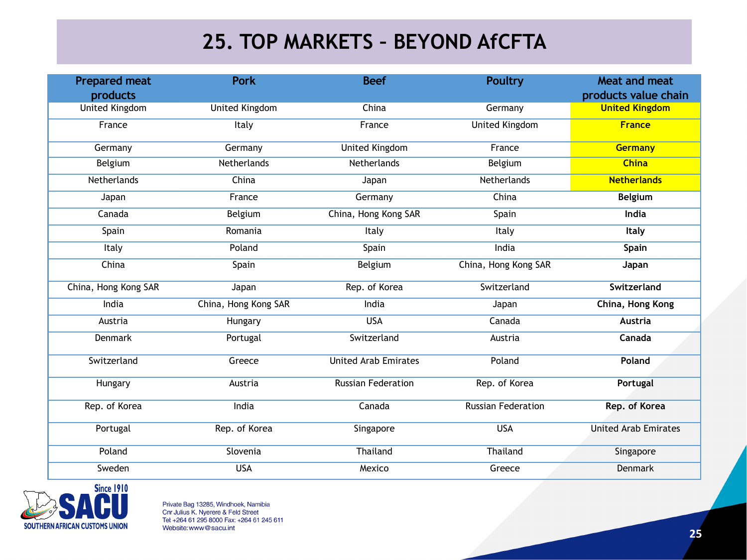# 25. TOP MARKETS – BEYOND AfCFTA

| Prepared meat products | Pork | Beef | Poultry | Meat and meat products value chain |
|---|---|---|---|---|
| United Kingdom | United Kingdom | China | Germany | **United Kingdom** |
| France | Italy | France | United Kingdom | **France** |
| Germany | Germany | United Kingdom | France | **Germany** |
| Belgium | Netherlands | Netherlands | Belgium | **China** |
| Netherlands | China | Japan | Netherlands | **Netherlands** |
| Japan | France | Germany | China | **Belgium** |
| Canada | Belgium | China, Hong Kong SAR | Spain | **India** |
| Spain | Romania | Italy | Italy | **Italy** |
| Italy | Poland | Spain | India | **Spain** |
| China | Spain | Belgium | China, Hong Kong SAR | **Japan** |
| China, Hong Kong SAR | Japan | Rep. of Korea | Switzerland | **Switzerland** |
| India | China, Hong Kong SAR | India | Japan | **China, Hong Kong** |
| Austria | Hungary | USA | Canada | **Austria** |
| Denmark | Portugal | Switzerland | Austria | **Canada** |
| Switzerland | Greece | United Arab Emirates | Poland | **Poland** |
| Hungary | Austria | Russian Federation | Rep. of Korea | **Portugal** |
| Rep. of Korea | India | Canada | Russian Federation | **Rep. of Korea** |
| Portugal | Rep. of Korea | Singapore | USA | United Arab Emirates |
| Poland | Slovenia | Thailand | Thailand | Singapore |
| Sweden | USA | Mexico | Greece | Denmark |

Since 1910
SACU
SOUTHERN AFRICAN CUSTOMS UNION

Private Bag 13285, Windhoek, Namibia
Cnr Julius K. Nyerere & Feld Street
Tel +264 61 295 8000 Fax: +264 61 245 611
Website: www@sacu.int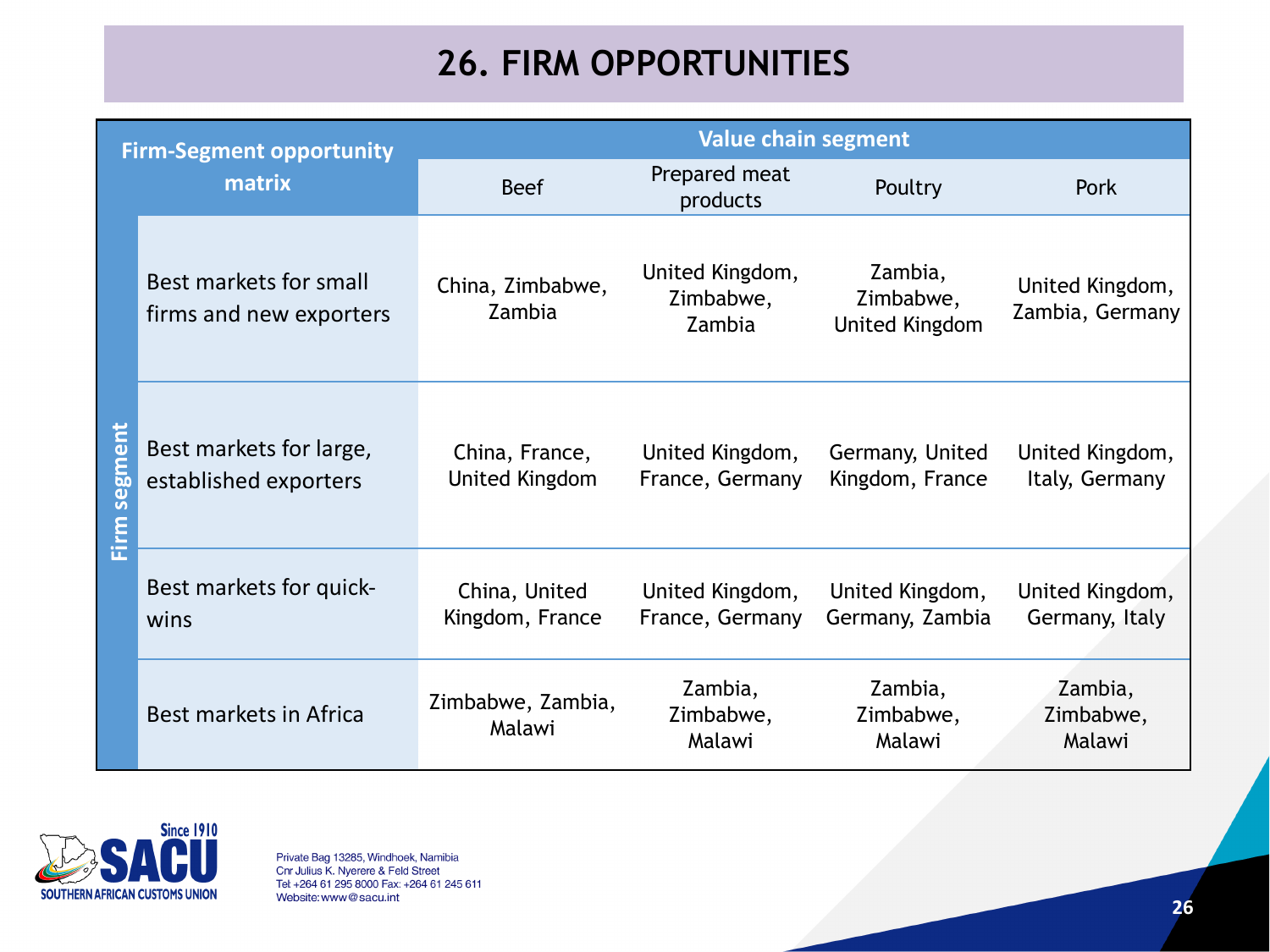# 26. FIRM OPPORTUNITIES

| Firm-Segment opportunity matrix | | Value chain segment | | | |
|---|---|---|---|---|---|
| | | Beef | Prepared meat products | Poultry | Pork |
| Firm segment | Best markets for small firms and new exporters | China, Zimbabwe, Zambia | United Kingdom, Zimbabwe, Zambia | Zambia, Zimbabwe, United Kingdom | United Kingdom, Zambia, Germany |
| | Best markets for large, established exporters | China, France, United Kingdom | United Kingdom, France, Germany | Germany, United Kingdom, France | United Kingdom, Italy, Germany |
| | Best markets for quick-wins | China, United Kingdom, France | United Kingdom, France, Germany | United Kingdom, Germany, Zambia | United Kingdom, Germany, Italy |
| | Best markets in Africa | Zimbabwe, Zambia, Malawi | Zambia, Zimbabwe, Malawi | Zambia, Zimbabwe, Malawi | Zambia, Zimbabwe, Malawi |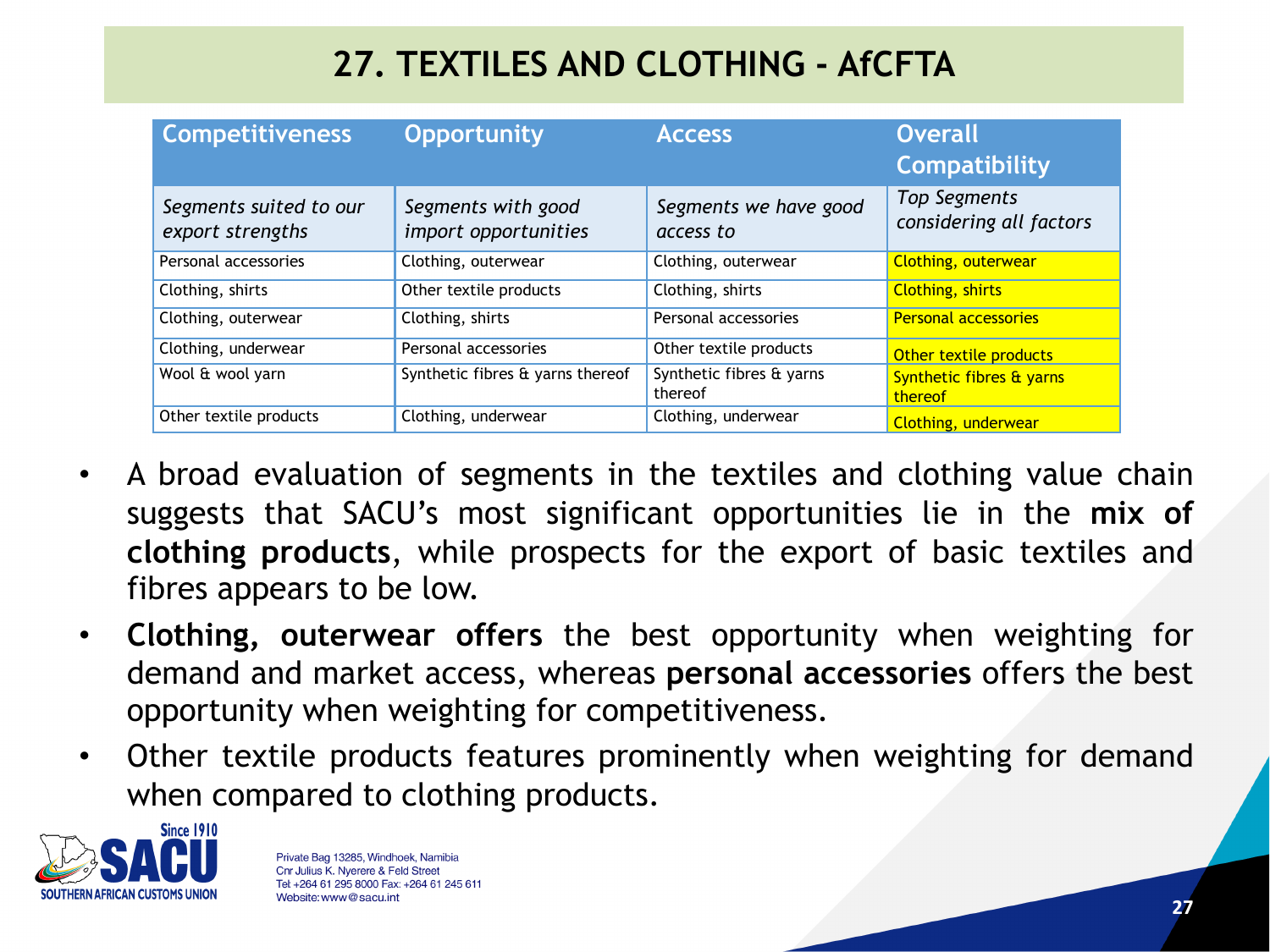# 27. TEXTILES AND CLOTHING - AfCFTA

| Competitiveness | Opportunity | Access | Overall Compatibility |
|---|---|---|---|
| *Segments suited to our export strengths* | *Segments with good import opportunities* | *Segments we have good access to* | *Top Segments considering all factors* |
| Personal accessories | Clothing, outerwear | Clothing, outerwear | Clothing, outerwear |
| Clothing, shirts | Other textile products | Clothing, shirts | Clothing, shirts |
| Clothing, outerwear | Clothing, shirts | Personal accessories | Personal accessories |
| Clothing, underwear | Personal accessories | Other textile products | Other textile products |
| Wool & wool yarn | Synthetic fibres & yarns thereof | Synthetic fibres & yarns thereof | Synthetic fibres & yarns thereof |
| Other textile products | Clothing, underwear | Clothing, underwear | Clothing, underwear |

- A broad evaluation of segments in the textiles and clothing value chain suggests that SACU's most significant opportunities lie in the **mix of clothing products**, while prospects for the export of basic textiles and fibres appears to be low.
- **Clothing, outerwear offers** the best opportunity when weighting for demand and market access, whereas **personal accessories** offers the best opportunity when weighting for competitiveness.
- Other textile products features prominently when weighting for demand when compared to clothing products.

Private Bag 13285, Windhoek, Namibia
Cnr Julius K. Nyerere & Feld Street
Tel: +264 61 295 8000 Fax: +264 61 245 611
Website: www@sacu.int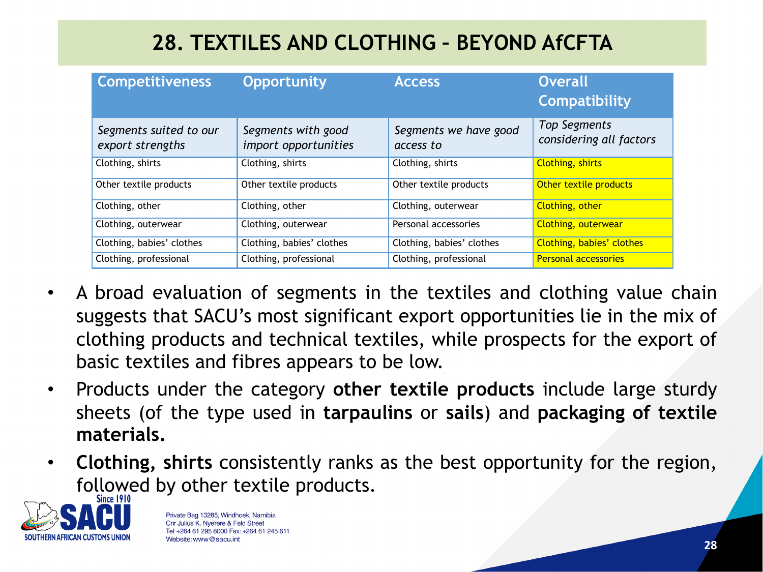# 28. TEXTILES AND CLOTHING – BEYOND AfCFTA

| Competitiveness | Opportunity | Access | Overall Compatibility |
|---|---|---|---|
| *Segments suited to our export strengths* | *Segments with good import opportunities* | *Segments we have good access to* | *Top Segments considering all factors* |
| Clothing, shirts | Clothing, shirts | Clothing, shirts | Clothing, shirts |
| Other textile products | Other textile products | Other textile products | Other textile products |
| Clothing, other | Clothing, other | Clothing, outerwear | Clothing, other |
| Clothing, outerwear | Clothing, outerwear | Personal accessories | Clothing, outerwear |
| Clothing, babies' clothes | Clothing, babies' clothes | Clothing, babies' clothes | Clothing, babies' clothes |
| Clothing, professional | Clothing, professional | Clothing, professional | Personal accessories |

- A broad evaluation of segments in the textiles and clothing value chain suggests that SACU's most significant export opportunities lie in the mix of clothing products and technical textiles, while prospects for the export of basic textiles and fibres appears to be low.
- Products under the category **other textile products** include large sturdy sheets (of the type used in **tarpaulins** or **sails**) and **packaging of textile materials.**
- **Clothing, shirts** consistently ranks as the best opportunity for the region, followed by other textile products.

Since 1910
SACU
SOUTHERN AFRICAN CUSTOMS UNION

Private Bag 13285, Windhoek, Namibia
Cnr Julius K. Nyerere & Feld Street
Tel +264 61 295 8000 Fax: +264 61 245 611
Website: www@sacu.int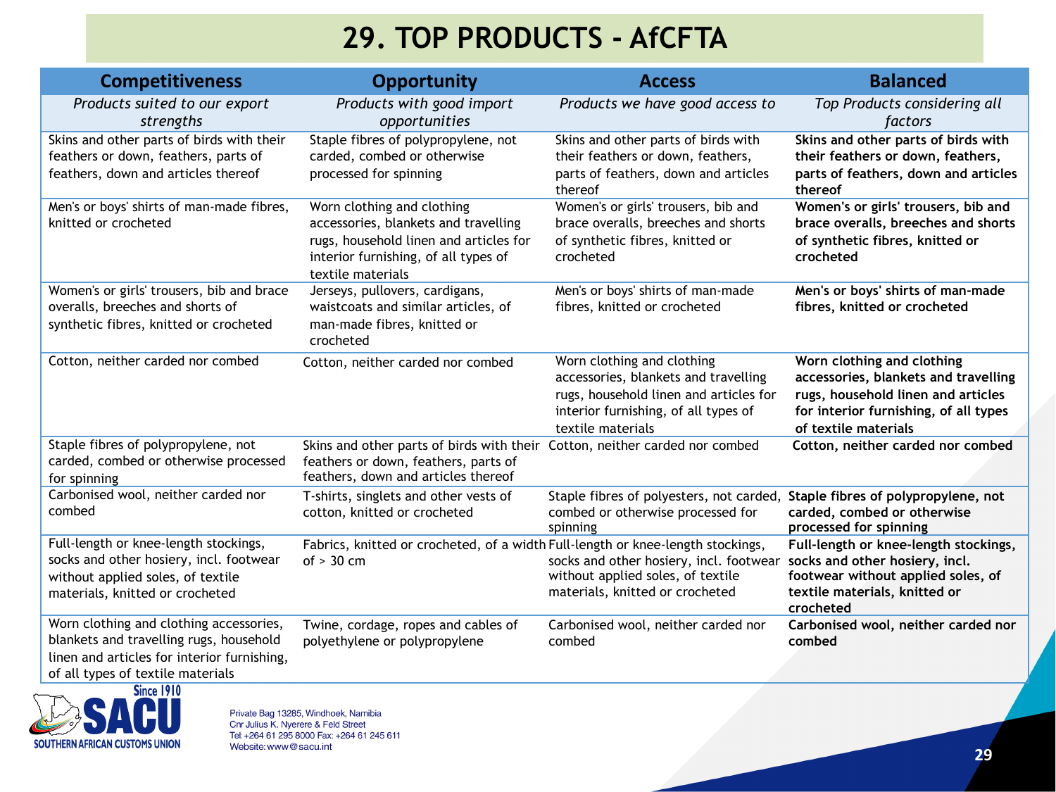# 29. TOP PRODUCTS - AfCFTA

| Competitiveness | Opportunity | Access | Balanced |
|---|---|---|---|
| *Products suited to our export strengths* | *Products with good import opportunities* | *Products we have good access to* | *Top Products considering all factors* |
| Skins and other parts of birds with their feathers or down, feathers, parts of feathers, down and articles thereof | Staple fibres of polypropylene, not carded, combed or otherwise processed for spinning | Skins and other parts of birds with their feathers or down, feathers, parts of feathers, down and articles thereof | **Skins and other parts of birds with their feathers or down, feathers, parts of feathers, down and articles thereof** |
| Men's or boys' shirts of man-made fibres, knitted or crocheted | Worn clothing and clothing accessories, blankets and travelling rugs, household linen and articles for interior furnishing, of all types of textile materials | Women's or girls' trousers, bib and brace overalls, breeches and shorts of synthetic fibres, knitted or crocheted | **Women's or girls' trousers, bib and brace overalls, breeches and shorts of synthetic fibres, knitted or crocheted** |
| Women's or girls' trousers, bib and brace overalls, breeches and shorts of synthetic fibres, knitted or crocheted | Jerseys, pullovers, cardigans, waistcoats and similar articles, of man-made fibres, knitted or crocheted | Men's or boys' shirts of man-made fibres, knitted or crocheted | **Men's or boys' shirts of man-made fibres, knitted or crocheted** |
| Cotton, neither carded nor combed | Cotton, neither carded nor combed | Worn clothing and clothing accessories, blankets and travelling rugs, household linen and articles for interior furnishing, of all types of textile materials | **Worn clothing and clothing accessories, blankets and travelling rugs, household linen and articles for interior furnishing, of all types of textile materials** |
| Staple fibres of polypropylene, not carded, combed or otherwise processed for spinning | Skins and other parts of birds with their feathers or down, feathers, parts of feathers, down and articles thereof | Cotton, neither carded nor combed | **Cotton, neither carded nor combed** |
| Carbonised wool, neither carded nor combed | T-shirts, singlets and other vests of cotton, knitted or crocheted | Staple fibres of polyesters, not carded, combed or otherwise processed for spinning | **Staple fibres of polypropylene, not carded, combed or otherwise processed for spinning** |
| Full-length or knee-length stockings, socks and other hosiery, incl. footwear without applied soles, of textile materials, knitted or crocheted | Fabrics, knitted or crocheted, of a width of > 30 cm | Full-length or knee-length stockings, socks and other hosiery, incl. footwear without applied soles, of textile materials, knitted or crocheted | **Full-length or knee-length stockings, socks and other hosiery, incl. footwear without applied soles, of textile materials, knitted or crocheted** |
| Worn clothing and clothing accessories, blankets and travelling rugs, household linen and articles for interior furnishing, of all types of textile materials | Twine, cordage, ropes and cables of polyethylene or polypropylene | Carbonised wool, neither carded nor combed | **Carbonised wool, neither carded nor combed** |

Since 1910
SACU
SOUTHERN AFRICAN CUSTOMS UNION

Private Bag 13285, Windhoek, Namibia
Cnr Julius K. Nyerere & Feld Street
Tel: +264 61 295 8000 Fax: +264 61 245 611
Website: www@sacu.int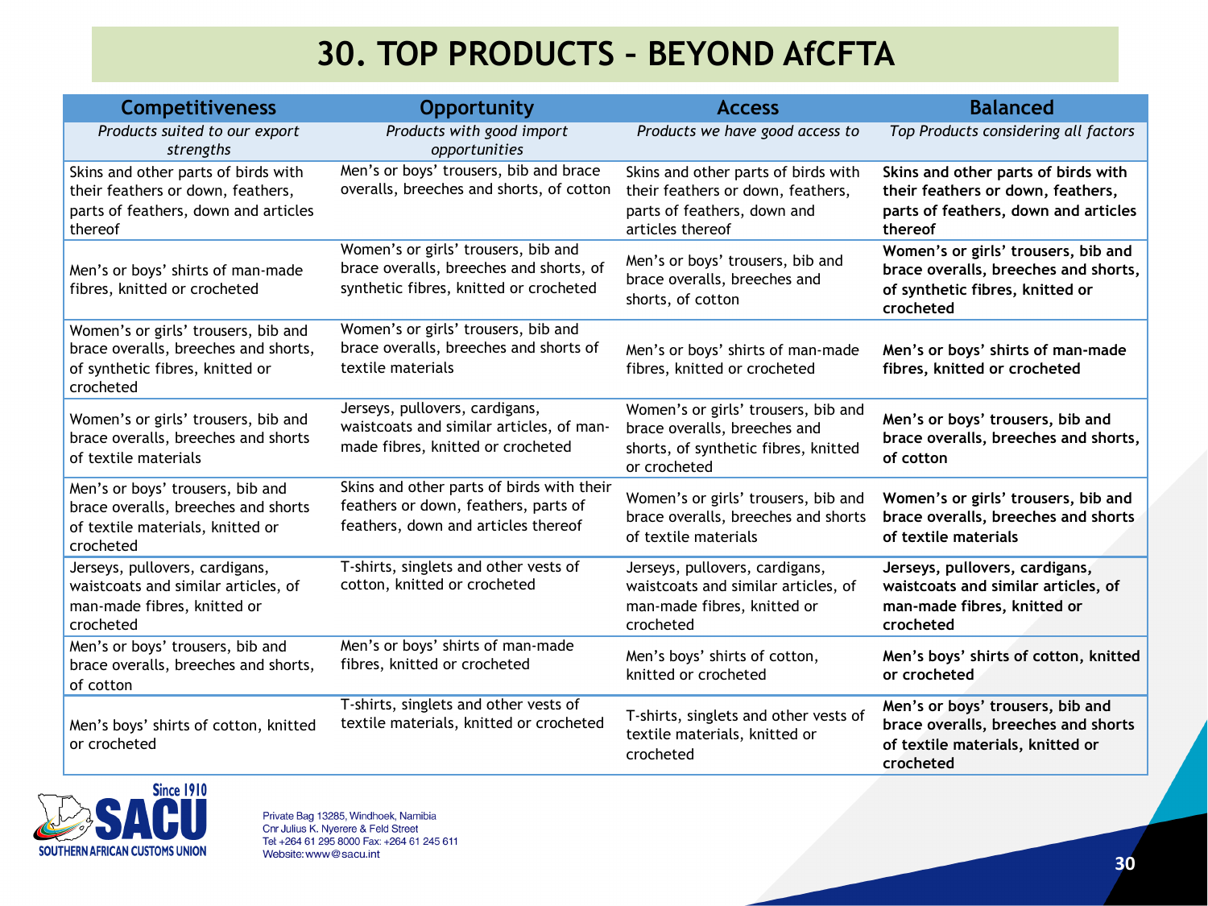# 30. TOP PRODUCTS – BEYOND AfCFTA

| Competitiveness | Opportunity | Access | Balanced |
|---|---|---|---|
| *Products suited to our export strengths* | *Products with good import opportunities* | *Products we have good access to* | *Top Products considering all factors* |
| Skins and other parts of birds with their feathers or down, feathers, parts of feathers, down and articles thereof | Men's or boys' trousers, bib and brace overalls, breeches and shorts, of cotton | Skins and other parts of birds with their feathers or down, feathers, parts of feathers, down and articles thereof | **Skins and other parts of birds with their feathers or down, feathers, parts of feathers, down and articles thereof** |
| Men's or boys' shirts of man-made fibres, knitted or crocheted | Women's or girls' trousers, bib and brace overalls, breeches and shorts, of synthetic fibres, knitted or crocheted | Men's or boys' trousers, bib and brace overalls, breeches and shorts, of cotton | **Women's or girls' trousers, bib and brace overalls, breeches and shorts, of synthetic fibres, knitted or crocheted** |
| Women's or girls' trousers, bib and brace overalls, breeches and shorts, of synthetic fibres, knitted or crocheted | Women's or girls' trousers, bib and brace overalls, breeches and shorts of textile materials | Men's or boys' shirts of man-made fibres, knitted or crocheted | **Men's or boys' shirts of man-made fibres, knitted or crocheted** |
| Women's or girls' trousers, bib and brace overalls, breeches and shorts of textile materials | Jerseys, pullovers, cardigans, waistcoats and similar articles, of man-made fibres, knitted or crocheted | Women's or girls' trousers, bib and brace overalls, breeches and shorts, of synthetic fibres, knitted or crocheted | **Men's or boys' trousers, bib and brace overalls, breeches and shorts, of cotton** |
| Men's or boys' trousers, bib and brace overalls, breeches and shorts of textile materials, knitted or crocheted | Skins and other parts of birds with their feathers or down, feathers, parts of feathers, down and articles thereof | Women's or girls' trousers, bib and brace overalls, breeches and shorts of textile materials | **Women's or girls' trousers, bib and brace overalls, breeches and shorts of textile materials** |
| Jerseys, pullovers, cardigans, waistcoats and similar articles, of man-made fibres, knitted or crocheted | T-shirts, singlets and other vests of cotton, knitted or crocheted | Jerseys, pullovers, cardigans, waistcoats and similar articles, of man-made fibres, knitted or crocheted | **Jerseys, pullovers, cardigans, waistcoats and similar articles, of man-made fibres, knitted or crocheted** |
| Men's or boys' trousers, bib and brace overalls, breeches and shorts, of cotton | Men's or boys' shirts of man-made fibres, knitted or crocheted | Men's boys' shirts of cotton, knitted or crocheted | **Men's boys' shirts of cotton, knitted or crocheted** |
| Men's boys' shirts of cotton, knitted or crocheted | T-shirts, singlets and other vests of textile materials, knitted or crocheted | T-shirts, singlets and other vests of textile materials, knitted or crocheted | **Men's or boys' trousers, bib and brace overalls, breeches and shorts of textile materials, knitted or crocheted** |

Since 1910 SACU SOUTHERN AFRICAN CUSTOMS UNION

Private Bag 13285, Windhoek, Namibia
Cnr Julius K. Nyerere & Feld Street
Tel: +264 61 295 8000 Fax: +264 61 245 611
Website: www@sacu.int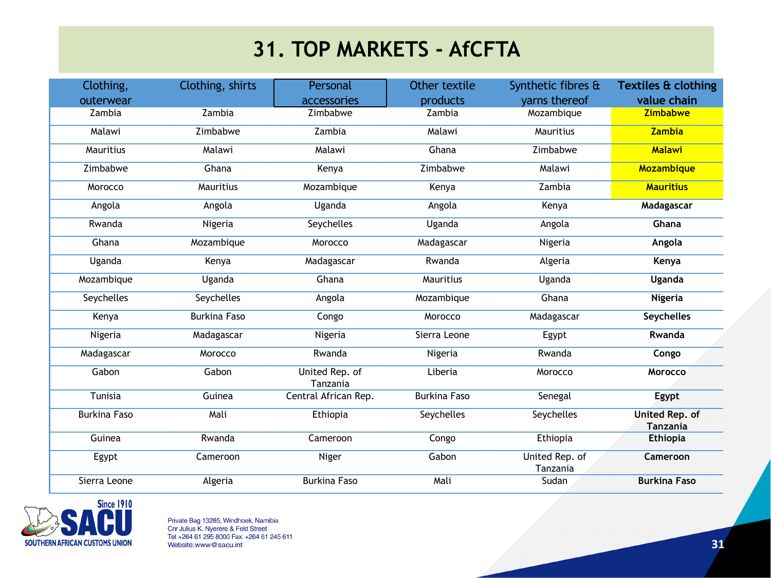# 31. TOP MARKETS - AfCFTA

| Clothing, outerwear | Clothing, shirts | Personal accessories | Other textile products | Synthetic fibres & yarns thereof | **Textiles & clothing value chain** |
|---|---|---|---|---|---|
| Zambia | Zambia | Zimbabwe | Zambia | Mozambique | **Zimbabwe** |
| Malawi | Zimbabwe | Zambia | Malawi | Mauritius | **Zambia** |
| Mauritius | Malawi | Malawi | Ghana | Zimbabwe | **Malawi** |
| Zimbabwe | Ghana | Kenya | Zimbabwe | Malawi | **Mozambique** |
| Morocco | Mauritius | Mozambique | Kenya | Zambia | **Mauritius** |
| Angola | Angola | Uganda | Angola | Kenya | **Madagascar** |
| Rwanda | Nigeria | Seychelles | Uganda | Angola | **Ghana** |
| Ghana | Mozambique | Morocco | Madagascar | Nigeria | **Angola** |
| Uganda | Kenya | Madagascar | Rwanda | Algeria | **Kenya** |
| Mozambique | Uganda | Ghana | Mauritius | Uganda | **Uganda** |
| Seychelles | Seychelles | Angola | Mozambique | Ghana | **Nigeria** |
| Kenya | Burkina Faso | Congo | Morocco | Madagascar | **Seychelles** |
| Nigeria | Madagascar | Nigeria | Sierra Leone | Egypt | **Rwanda** |
| Madagascar | Morocco | Rwanda | Nigeria | Rwanda | **Congo** |
| Gabon | Gabon | United Rep. of Tanzania | Liberia | Morocco | **Morocco** |
| Tunisia | Guinea | Central African Rep. | Burkina Faso | Senegal | **Egypt** |
| Burkina Faso | Mali | Ethiopia | Seychelles | Seychelles | **United Rep. of Tanzania** |
| Guinea | Rwanda | Cameroon | Congo | Ethiopia | **Ethiopia** |
| Egypt | Cameroon | Niger | Gabon | United Rep. of Tanzania | **Cameroon** |
| Sierra Leone | Algeria | Burkina Faso | Mali | Sudan | **Burkina Faso** |

Since 1910 SACU SOUTHERN AFRICAN CUSTOMS UNION

Private Bag 13285, Windhoek, Namibia
Cnr Julius K. Nyerere & Feld Street
Tel: +264 61 295 8000 Fax: +264 61 245 611
Website: www@sacu.int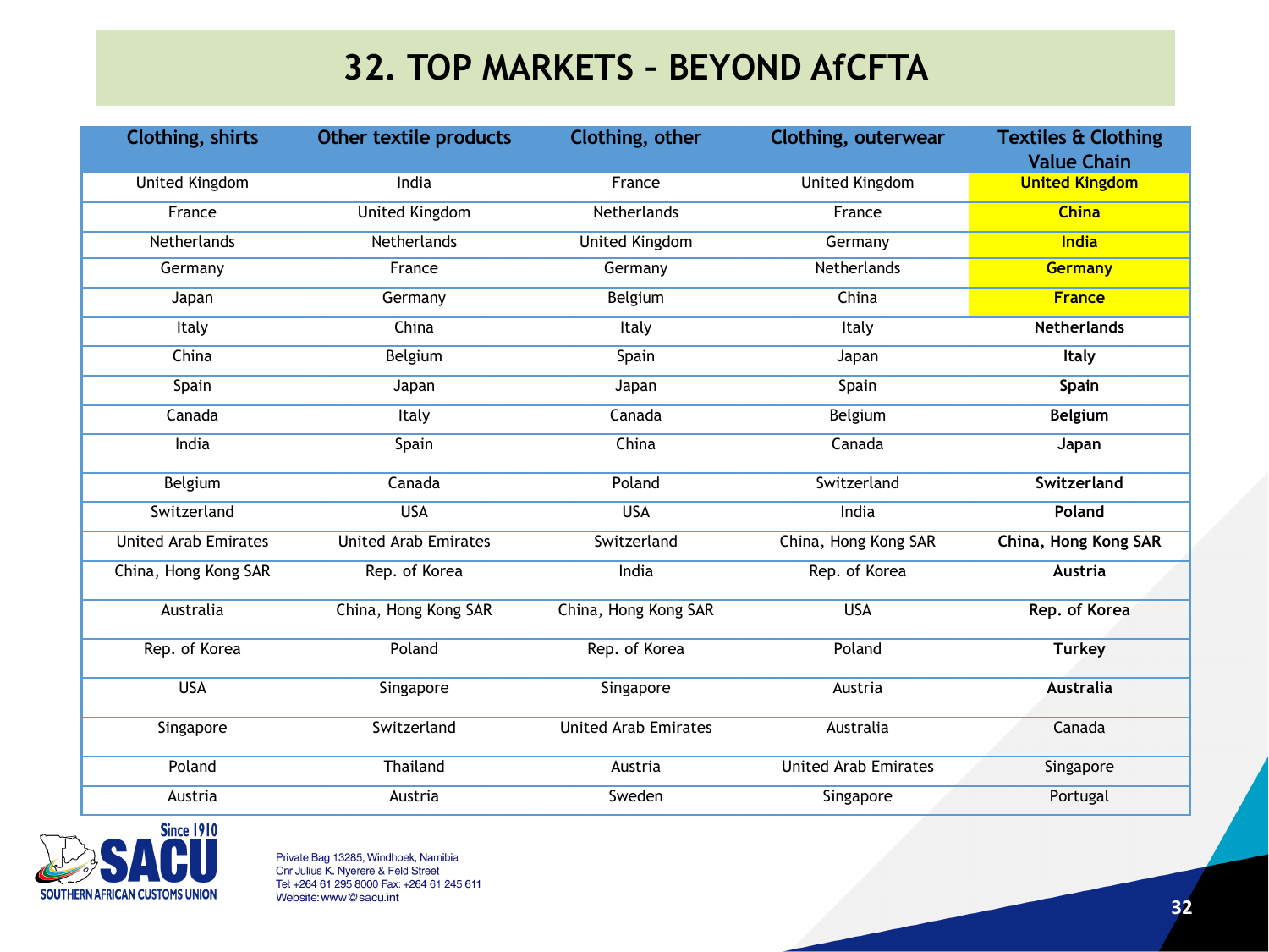# 32. TOP MARKETS – BEYOND AfCFTA

| Clothing, shirts | Other textile products | Clothing, other | Clothing, outerwear | Textiles & Clothing Value Chain |
|---|---|---|---|---|
| United Kingdom | India | France | United Kingdom | **United Kingdom** |
| France | United Kingdom | Netherlands | France | **China** |
| Netherlands | Netherlands | United Kingdom | Germany | **India** |
| Germany | France | Germany | Netherlands | **Germany** |
| Japan | Germany | Belgium | China | **France** |
| Italy | China | Italy | Italy | **Netherlands** |
| China | Belgium | Spain | Japan | **Italy** |
| Spain | Japan | Japan | Spain | **Spain** |
| Canada | Italy | Canada | Belgium | **Belgium** |
| India | Spain | China | Canada | **Japan** |
| Belgium | Canada | Poland | Switzerland | **Switzerland** |
| Switzerland | USA | USA | India | **Poland** |
| United Arab Emirates | United Arab Emirates | Switzerland | China, Hong Kong SAR | **China, Hong Kong SAR** |
| China, Hong Kong SAR | Rep. of Korea | India | Rep. of Korea | **Austria** |
| Australia | China, Hong Kong SAR | China, Hong Kong SAR | USA | **Rep. of Korea** |
| Rep. of Korea | Poland | Rep. of Korea | Poland | **Turkey** |
| USA | Singapore | Singapore | Austria | **Australia** |
| Singapore | Switzerland | United Arab Emirates | Australia | Canada |
| Poland | Thailand | Austria | United Arab Emirates | Singapore |
| Austria | Austria | Sweden | Singapore | Portugal |

Since 1910 SACU SOUTHERN AFRICAN CUSTOMS UNION

Private Bag 13285, Windhoek, Namibia
Cnr Julius K. Nyerere & Feld Street
Tel +264 61 295 8000 Fax: +264 61 245 611
Website: www@sacu.int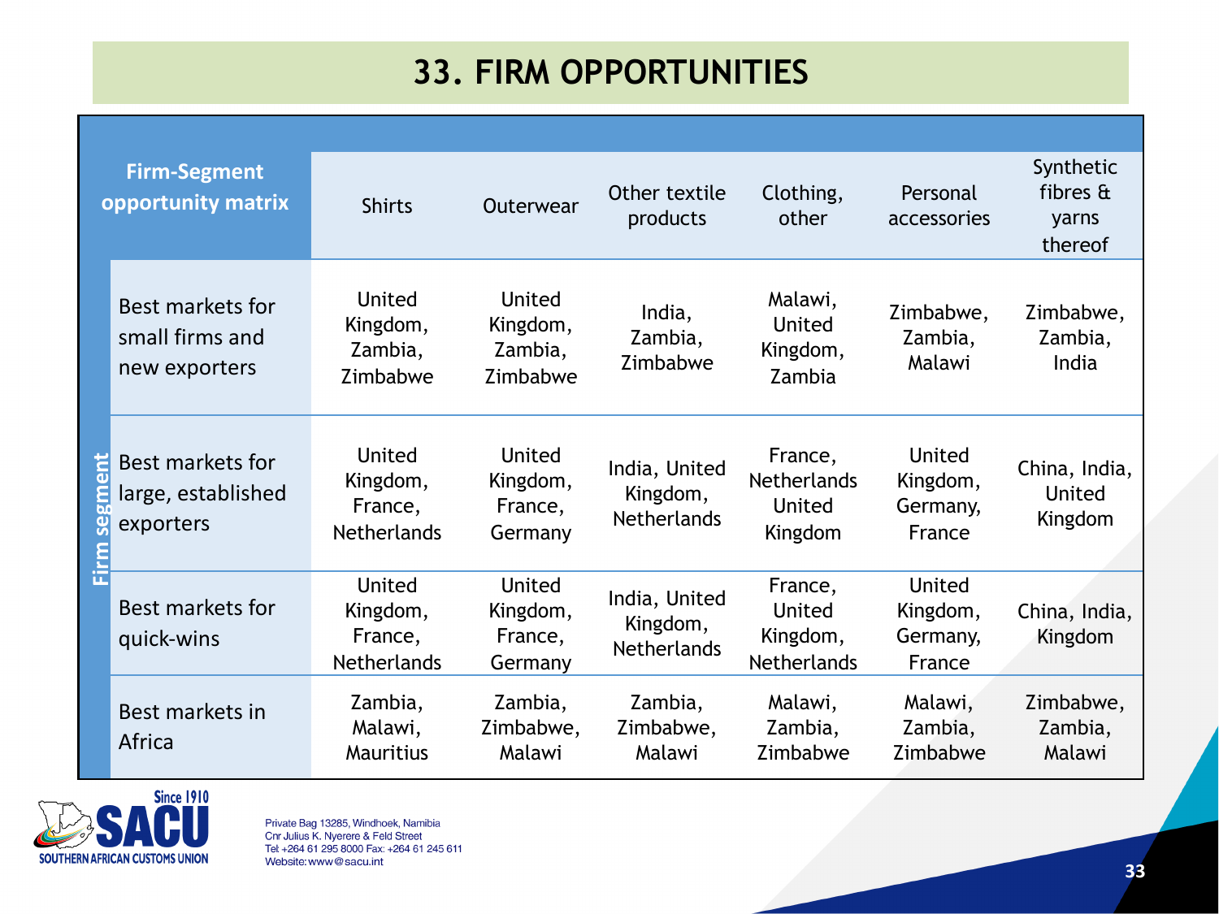# 33. FIRM OPPORTUNITIES

| Firm-Segment opportunity matrix | Shirts | Outerwear | Other textile products | Clothing, other | Personal accessories | Synthetic fibres & yarns thereof |
|---|---|---|---|---|---|---|
| Best markets for small firms and new exporters | United Kingdom, Zambia, Zimbabwe | United Kingdom, Zambia, Zimbabwe | India, Zambia, Zimbabwe | Malawi, United Kingdom, Zambia | Zimbabwe, Zambia, Malawi | Zimbabwe, Zambia, India |
| Best markets for large, established exporters | United Kingdom, France, Netherlands | United Kingdom, France, Germany | India, United Kingdom, Netherlands | France, Netherlands United Kingdom | United Kingdom, Germany, France | China, India, United Kingdom |
| Best markets for quick-wins | United Kingdom, France, Netherlands | United Kingdom, France, Germany | India, United Kingdom, Netherlands | France, United Kingdom, Netherlands | United Kingdom, Germany, France | China, India, Kingdom |
| Best markets in Africa | Zambia, Malawi, Mauritius | Zambia, Zimbabwe, Malawi | Zambia, Zimbabwe, Malawi | Malawi, Zambia, Zimbabwe | Malawi, Zambia, Zimbabwe | Zimbabwe, Zambia, Malawi |

Firm segment

SACU Since 1910 SOUTHERN AFRICAN CUSTOMS UNION

Private Bag 13285, Windhoek, Namibia
Cnr Julius K. Nyerere & Feld Street
Tel: +264 61 295 8000 Fax: +264 61 245 611
Website: www@sacu.int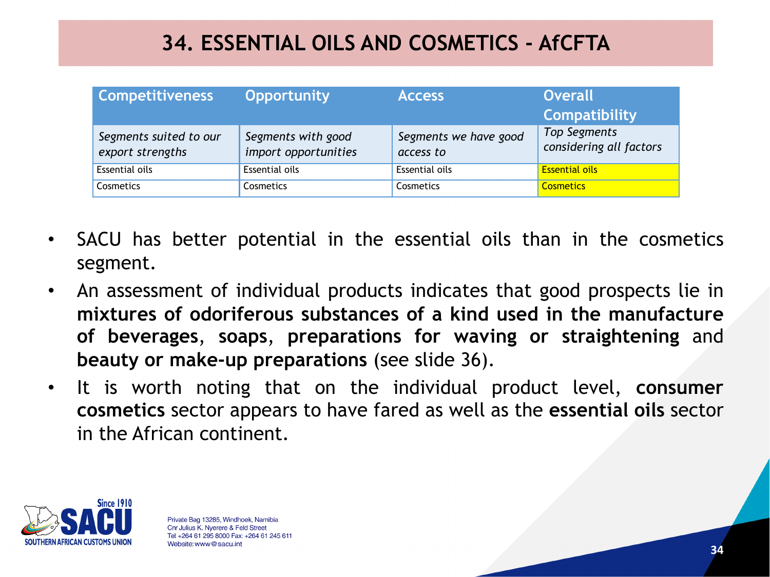# 34. ESSENTIAL OILS AND COSMETICS - AfCFTA

| Competitiveness | Opportunity | Access | Overall Compatibility |
|---|---|---|---|
| *Segments suited to our export strengths* | *Segments with good import opportunities* | *Segments we have good access to* | *Top Segments considering all factors* |
| Essential oils | Essential oils | Essential oils | Essential oils |
| Cosmetics | Cosmetics | Cosmetics | Cosmetics |

- SACU has better potential in the essential oils than in the cosmetics segment.
- An assessment of individual products indicates that good prospects lie in **mixtures of odoriferous substances of a kind used in the manufacture of beverages**, **soaps**, **preparations for waving or straightening** and **beauty or make-up preparations** (see slide 36).
- It is worth noting that on the individual product level, **consumer cosmetics** sector appears to have fared as well as the **essential oils** sector in the African continent.

Private Bag 13285, Windhoek, Namibia
Cnr Julius K. Nyerere & Feld Street
Tel: +264 61 295 8000 Fax: +264 61 245 611
Website: www@sacu.int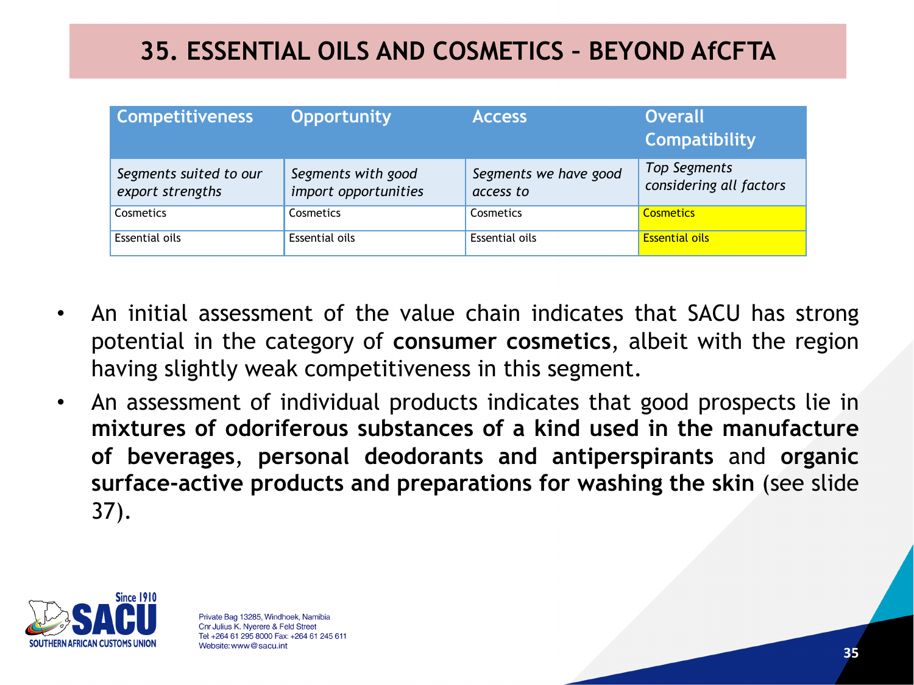# 35. ESSENTIAL OILS AND COSMETICS – BEYOND AfCFTA

| Competitiveness | Opportunity | Access | Overall Compatibility |
|---|---|---|---|
| *Segments suited to our export strengths* | *Segments with good import opportunities* | *Segments we have good access to* | *Top Segments considering all factors* |
| Cosmetics | Cosmetics | Cosmetics | Cosmetics |
| Essential oils | Essential oils | Essential oils | Essential oils |

- An initial assessment of the value chain indicates that SACU has strong potential in the category of **consumer cosmetics**, albeit with the region having slightly weak competitiveness in this segment.
- An assessment of individual products indicates that good prospects lie in **mixtures of odoriferous substances of a kind used in the manufacture of beverages**, **personal deodorants and antiperspirants** and **organic surface-active products and preparations for washing the skin** (see slide 37).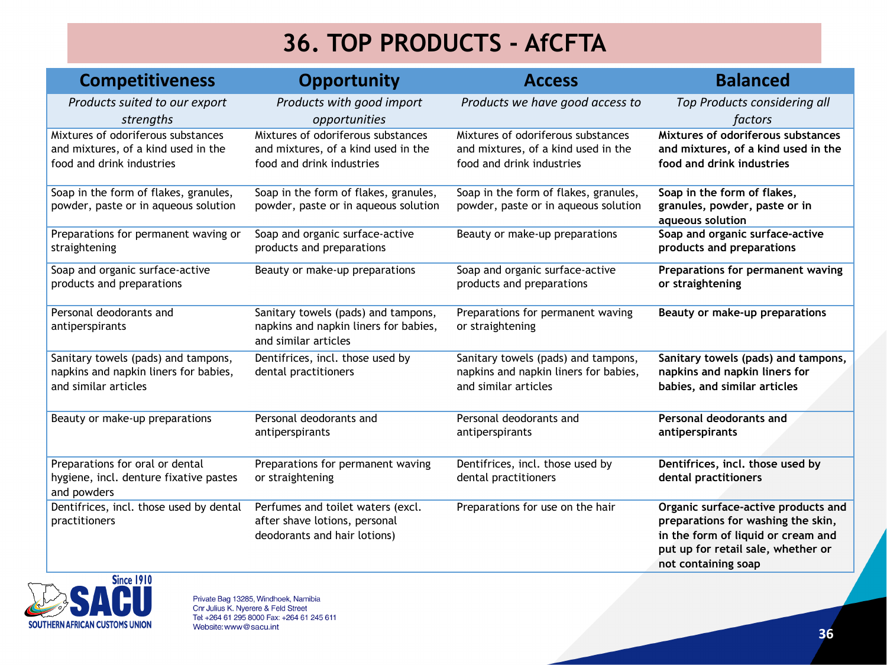# 36. TOP PRODUCTS - AfCFTA

| Competitiveness | Opportunity | Access | Balanced |
|---|---|---|---|
| *Products suited to our export strengths* | *Products with good import opportunities* | *Products we have good access to* | *Top Products considering all factors* |
| Mixtures of odoriferous substances and mixtures, of a kind used in the food and drink industries | Mixtures of odoriferous substances and mixtures, of a kind used in the food and drink industries | Mixtures of odoriferous substances and mixtures, of a kind used in the food and drink industries | **Mixtures of odoriferous substances and mixtures, of a kind used in the food and drink industries** |
| Soap in the form of flakes, granules, powder, paste or in aqueous solution | Soap in the form of flakes, granules, powder, paste or in aqueous solution | Soap in the form of flakes, granules, powder, paste or in aqueous solution | **Soap in the form of flakes, granules, powder, paste or in aqueous solution** |
| Preparations for permanent waving or straightening | Soap and organic surface-active products and preparations | Beauty or make-up preparations | **Soap and organic surface-active products and preparations** |
| Soap and organic surface-active products and preparations | Beauty or make-up preparations | Soap and organic surface-active products and preparations | **Preparations for permanent waving or straightening** |
| Personal deodorants and antiperspirants | Sanitary towels (pads) and tampons, napkins and napkin liners for babies, and similar articles | Preparations for permanent waving or straightening | **Beauty or make-up preparations** |
| Sanitary towels (pads) and tampons, napkins and napkin liners for babies, and similar articles | Dentifrices, incl. those used by dental practitioners | Sanitary towels (pads) and tampons, napkins and napkin liners for babies, and similar articles | **Sanitary towels (pads) and tampons, napkins and napkin liners for babies, and similar articles** |
| Beauty or make-up preparations | Personal deodorants and antiperspirants | Personal deodorants and antiperspirants | **Personal deodorants and antiperspirants** |
| Preparations for oral or dental hygiene, incl. denture fixative pastes and powders | Preparations for permanent waving or straightening | Dentifrices, incl. those used by dental practitioners | **Dentifrices, incl. those used by dental practitioners** |
| Dentifrices, incl. those used by dental practitioners | Perfumes and toilet waters (excl. after shave lotions, personal deodorants and hair lotions) | Preparations for use on the hair | **Organic surface-active products and preparations for washing the skin, in the form of liquid or cream and put up for retail sale, whether or not containing soap** |

Since 1910
SACU
SOUTHERN AFRICAN CUSTOMS UNION

Private Bag 13285, Windhoek, Namibia
Cnr Julius K. Nyerere & Feld Street
Tel: +264 61 295 8000 Fax: +264 61 245 611
Website: www@sacu.int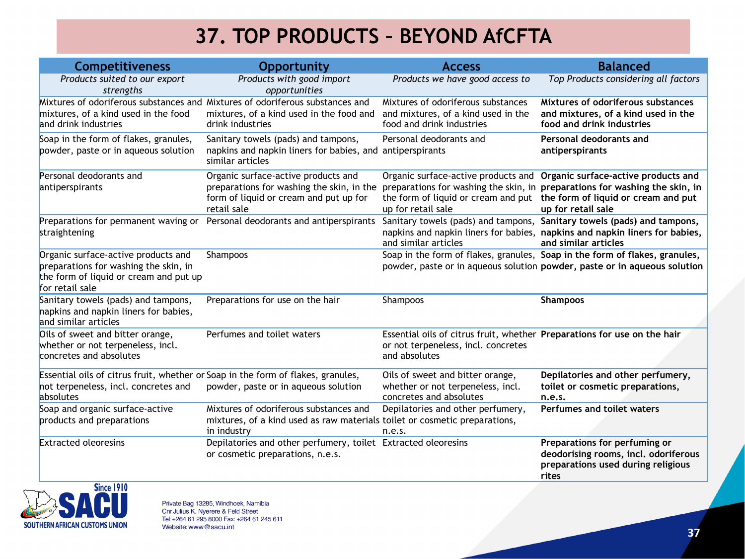# 37. TOP PRODUCTS – BEYOND AfCFTA

| Competitiveness | Opportunity | Access | Balanced |
|---|---|---|---|
| *Products suited to our export strengths* | *Products with good import opportunities* | *Products we have good access to* | *Top Products considering all factors* |
| Mixtures of odoriferous substances and mixtures, of a kind used in the food and drink industries | Mixtures of odoriferous substances and mixtures, of a kind used in the food and drink industries | Mixtures of odoriferous substances and mixtures, of a kind used in the food and drink industries | **Mixtures of odoriferous substances and mixtures, of a kind used in the food and drink industries** |
| Soap in the form of flakes, granules, powder, paste or in aqueous solution | Sanitary towels (pads) and tampons, napkins and napkin liners for babies, and similar articles | Personal deodorants and antiperspirants | **Personal deodorants and antiperspirants** |
| Personal deodorants and antiperspirants | Organic surface-active products and preparations for washing the skin, in the form of liquid or cream and put up for retail sale | Organic surface-active products and preparations for washing the skin, in the form of liquid or cream and put up for retail sale | **Organic surface-active products and preparations for washing the skin, in the form of liquid or cream and put up for retail sale** |
| Preparations for permanent waving or straightening | Personal deodorants and antiperspirants | Sanitary towels (pads) and tampons, napkins and napkin liners for babies, and similar articles | **Sanitary towels (pads) and tampons, napkins and napkin liners for babies, and similar articles** |
| Organic surface-active products and preparations for washing the skin, in the form of liquid or cream and put up for retail sale | Shampoos | Soap in the form of flakes, granules, powder, paste or in aqueous solution | **Soap in the form of flakes, granules, powder, paste or in aqueous solution** |
| Sanitary towels (pads) and tampons, napkins and napkin liners for babies, and similar articles | Preparations for use on the hair | Shampoos | **Shampoos** |
| Oils of sweet and bitter orange, whether or not terpeneless, incl. concretes and absolutes | Perfumes and toilet waters | Essential oils of citrus fruit, whether or not terpeneless, incl. concretes and absolutes | **Preparations for use on the hair** |
| Essential oils of citrus fruit, whether or not terpeneless, incl. concretes and absolutes | Soap in the form of flakes, granules, powder, paste or in aqueous solution | Oils of sweet and bitter orange, whether or not terpeneless, incl. concretes and absolutes | **Depilatories and other perfumery, toilet or cosmetic preparations, n.e.s.** |
| Soap and organic surface-active products and preparations | Mixtures of odoriferous substances and mixtures, of a kind used as raw materials in industry | Depilatories and other perfumery, toilet or cosmetic preparations, n.e.s. | **Perfumes and toilet waters** |
| Extracted oleoresins | Depilatories and other perfumery, toilet or cosmetic preparations, n.e.s. | Extracted oleoresins | **Preparations for perfuming or deodorising rooms, incl. odoriferous preparations used during religious rites** |

Since 1910
SACU
SOUTHERN AFRICAN CUSTOMS UNION

Private Bag 13285, Windhoek, Namibia
Cnr Julius K. Nyerere & Feld Street
Tel: +264 61 295 8000 Fax: +264 61 245 611
Website: www@sacu.int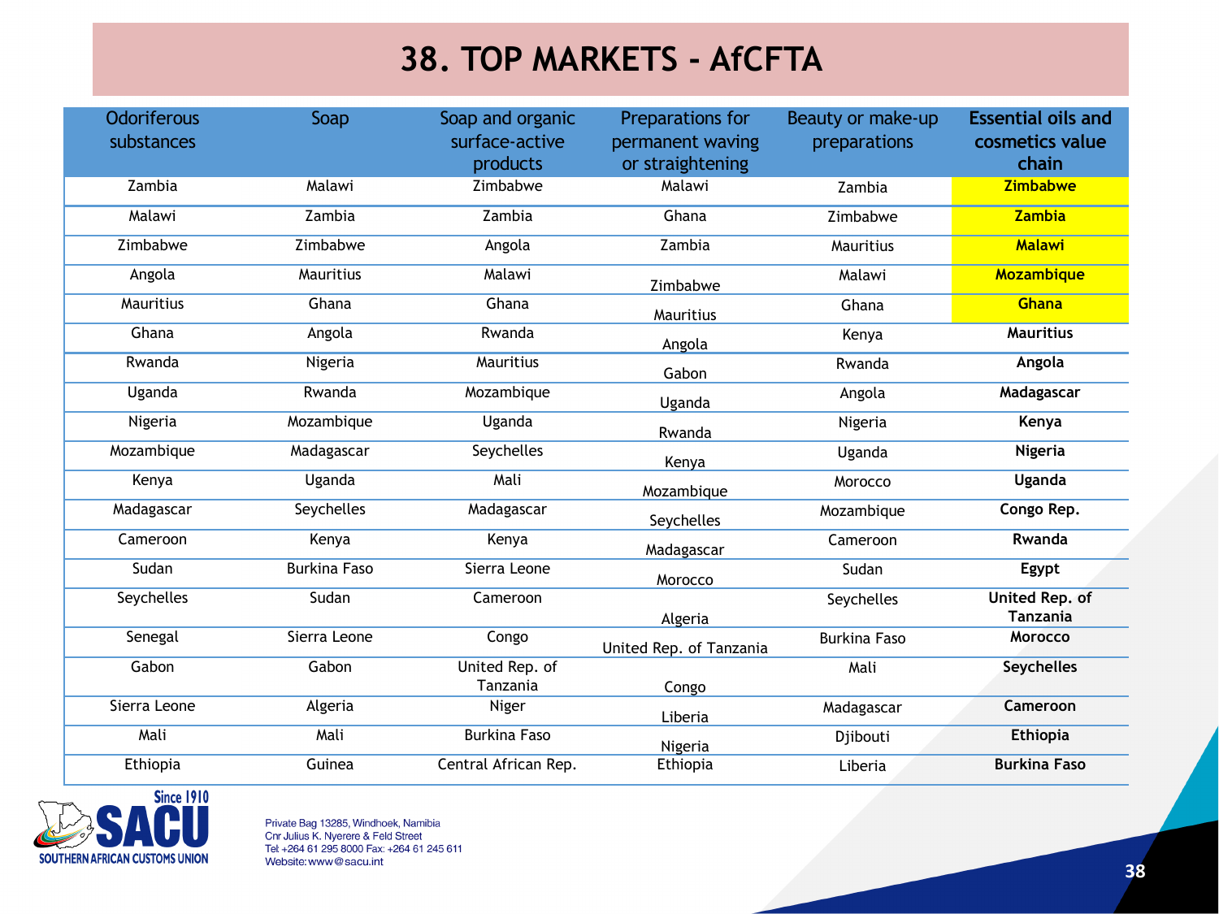# 38. TOP MARKETS - AfCFTA

| Odoriferous substances | Soap | Soap and organic surface-active products | Preparations for permanent waving or straightening | Beauty or make-up preparations | **Essential oils and cosmetics value chain** |
|---|---|---|---|---|---|
| Zambia | Malawi | Zimbabwe | Malawi | Zambia | **Zimbabwe** |
| Malawi | Zambia | Zambia | Ghana | Zimbabwe | **Zambia** |
| Zimbabwe | Zimbabwe | Angola | Zambia | Mauritius | **Malawi** |
| Angola | Mauritius | Malawi | Zimbabwe | Malawi | **Mozambique** |
| Mauritius | Ghana | Ghana | Mauritius | Ghana | **Ghana** |
| Ghana | Angola | Rwanda | Angola | Kenya | **Mauritius** |
| Rwanda | Nigeria | Mauritius | Gabon | Rwanda | **Angola** |
| Uganda | Rwanda | Mozambique | Uganda | Angola | **Madagascar** |
| Nigeria | Mozambique | Uganda | Rwanda | Nigeria | **Kenya** |
| Mozambique | Madagascar | Seychelles | Kenya | Uganda | **Nigeria** |
| Kenya | Uganda | Mali | Mozambique | Morocco | **Uganda** |
| Madagascar | Seychelles | Madagascar | Seychelles | Mozambique | **Congo Rep.** |
| Cameroon | Kenya | Kenya | Madagascar | Cameroon | **Rwanda** |
| Sudan | Burkina Faso | Sierra Leone | Morocco | Sudan | **Egypt** |
| Seychelles | Sudan | Cameroon | Algeria | Seychelles | **United Rep. of Tanzania** |
| Senegal | Sierra Leone | Congo | United Rep. of Tanzania | Burkina Faso | **Morocco** |
| Gabon | Gabon | United Rep. of Tanzania | Congo | Mali | **Seychelles** |
| Sierra Leone | Algeria | Niger | Liberia | Madagascar | **Cameroon** |
| Mali | Mali | Burkina Faso | Nigeria | Djibouti | **Ethiopia** |
| Ethiopia | Guinea | Central African Rep. | Ethiopia | Liberia | **Burkina Faso** |

Since 1910
SACU
SOUTHERN AFRICAN CUSTOMS UNION

Private Bag 13285, Windhoek, Namibia
Cnr Julius K. Nyerere & Feld Street
Tel: +264 61 295 8000 Fax: +264 61 245 611
Website: www@sacu.int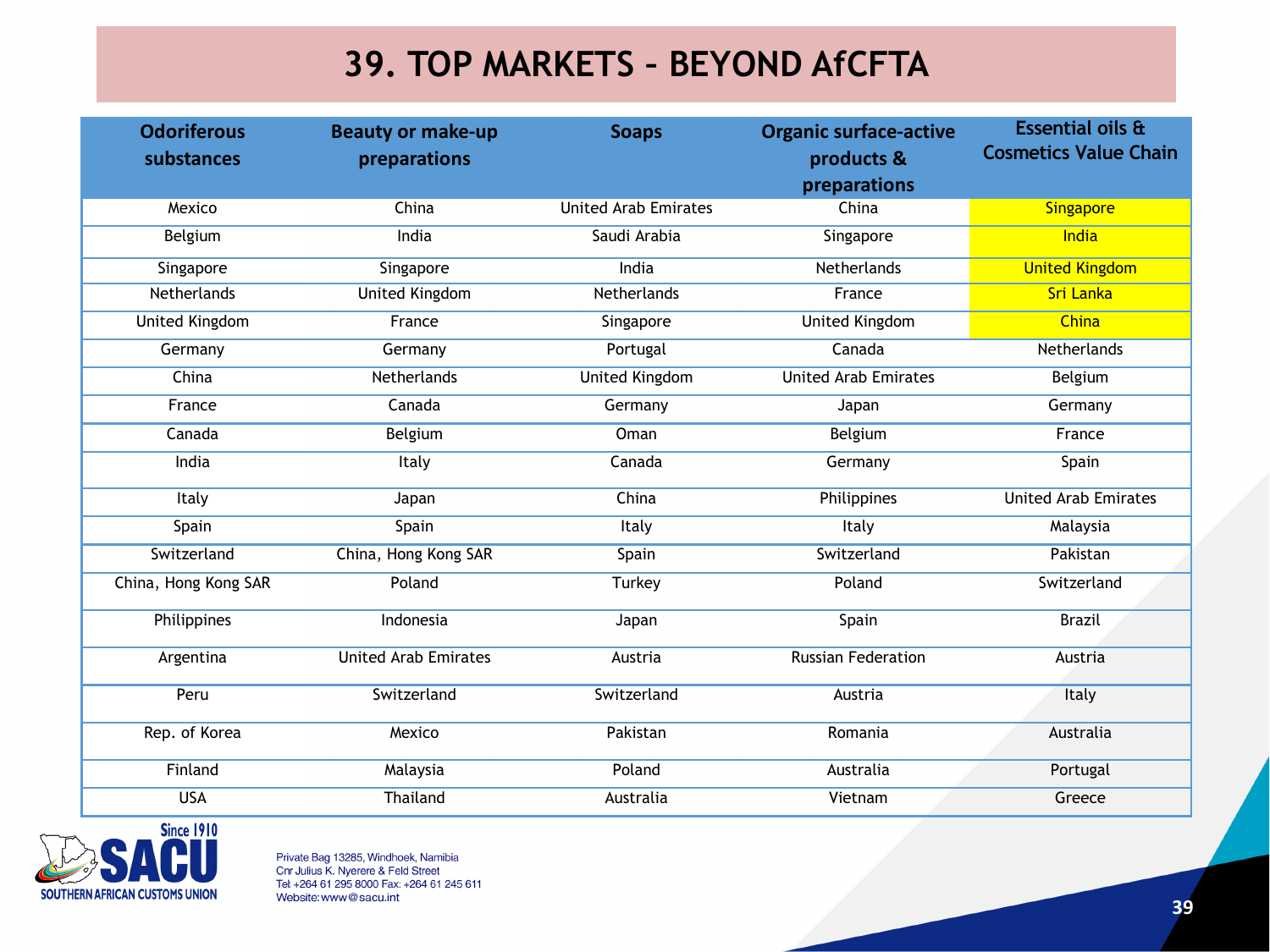# 39. TOP MARKETS – BEYOND AfCFTA

| Odoriferous substances | Beauty or make-up preparations | Soaps | Organic surface-active products & preparations | Essential oils & Cosmetics Value Chain |
|---|---|---|---|---|
| Mexico | China | United Arab Emirates | China | Singapore |
| Belgium | India | Saudi Arabia | Singapore | India |
| Singapore | Singapore | India | Netherlands | United Kingdom |
| Netherlands | United Kingdom | Netherlands | France | Sri Lanka |
| United Kingdom | France | Singapore | United Kingdom | China |
| Germany | Germany | Portugal | Canada | Netherlands |
| China | Netherlands | United Kingdom | United Arab Emirates | Belgium |
| France | Canada | Germany | Japan | Germany |
| Canada | Belgium | Oman | Belgium | France |
| India | Italy | Canada | Germany | Spain |
| Italy | Japan | China | Philippines | United Arab Emirates |
| Spain | Spain | Italy | Italy | Malaysia |
| Switzerland | China, Hong Kong SAR | Spain | Switzerland | Pakistan |
| China, Hong Kong SAR | Poland | Turkey | Poland | Switzerland |
| Philippines | Indonesia | Japan | Spain | Brazil |
| Argentina | United Arab Emirates | Austria | Russian Federation | Austria |
| Peru | Switzerland | Switzerland | Austria | Italy |
| Rep. of Korea | Mexico | Pakistan | Romania | Australia |
| Finland | Malaysia | Poland | Australia | Portugal |
| USA | Thailand | Australia | Vietnam | Greece |

Since 1910
SACU
SOUTHERN AFRICAN CUSTOMS UNION

Private Bag 13285, Windhoek, Namibia
Cnr Julius K. Nyerere & Feld Street
Tel: +264 61 295 8000 Fax: +264 61 245 611
Website: www@sacu.int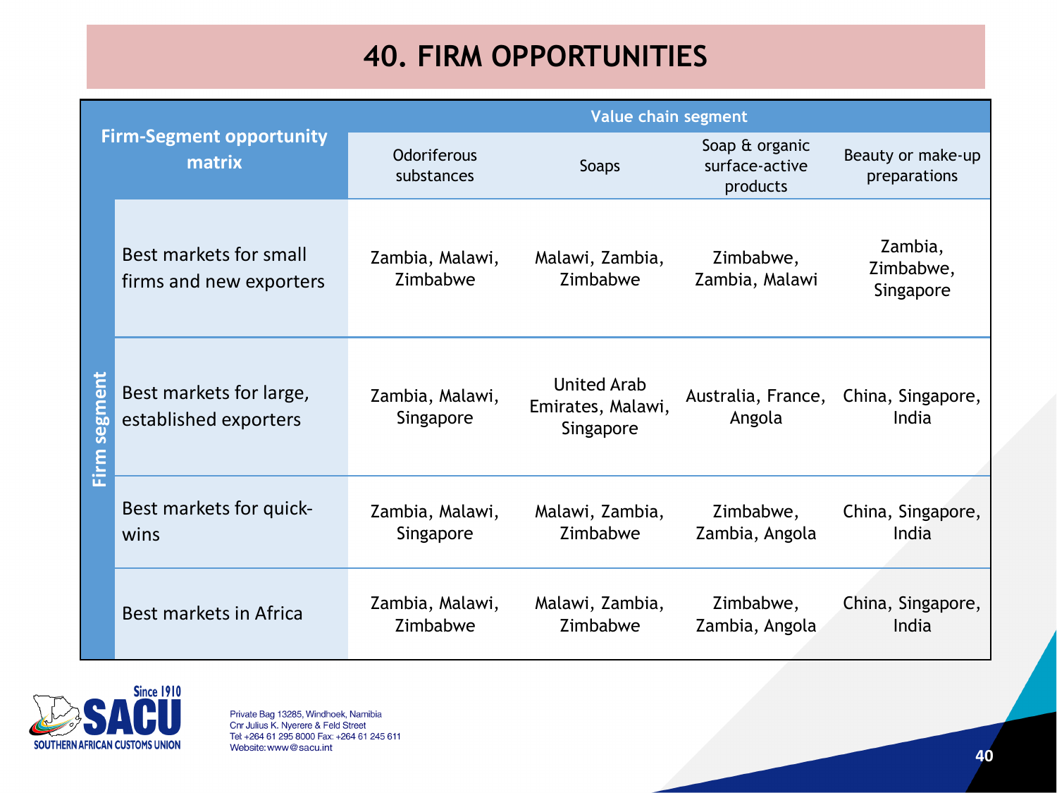# 40. FIRM OPPORTUNITIES

| Firm-Segment opportunity matrix | Value chain segment | | | |
|---|---|---|---|---|
| Firm segment | Odoriferous substances | Soaps | Soap & organic surface-active products | Beauty or make-up preparations |
| Best markets for small firms and new exporters | Zambia, Malawi, Zimbabwe | Malawi, Zambia, Zimbabwe | Zimbabwe, Zambia, Malawi | Zambia, Zimbabwe, Singapore |
| Best markets for large, established exporters | Zambia, Malawi, Singapore | United Arab Emirates, Malawi, Singapore | Australia, France, Angola | China, Singapore, India |
| Best markets for quick-wins | Zambia, Malawi, Singapore | Malawi, Zambia, Zimbabwe | Zimbabwe, Zambia, Angola | China, Singapore, India |
| Best markets in Africa | Zambia, Malawi, Zimbabwe | Malawi, Zambia, Zimbabwe | Zimbabwe, Zambia, Angola | China, Singapore, India |

Since 1910
SACU
SOUTHERN AFRICAN CUSTOMS UNION

Private Bag 13285, Windhoek, Namibia
Cnr Julius K. Nyerere & Feld Street
Tel: +264 61 295 8000 Fax: +264 61 245 611
Website: www@sacu.int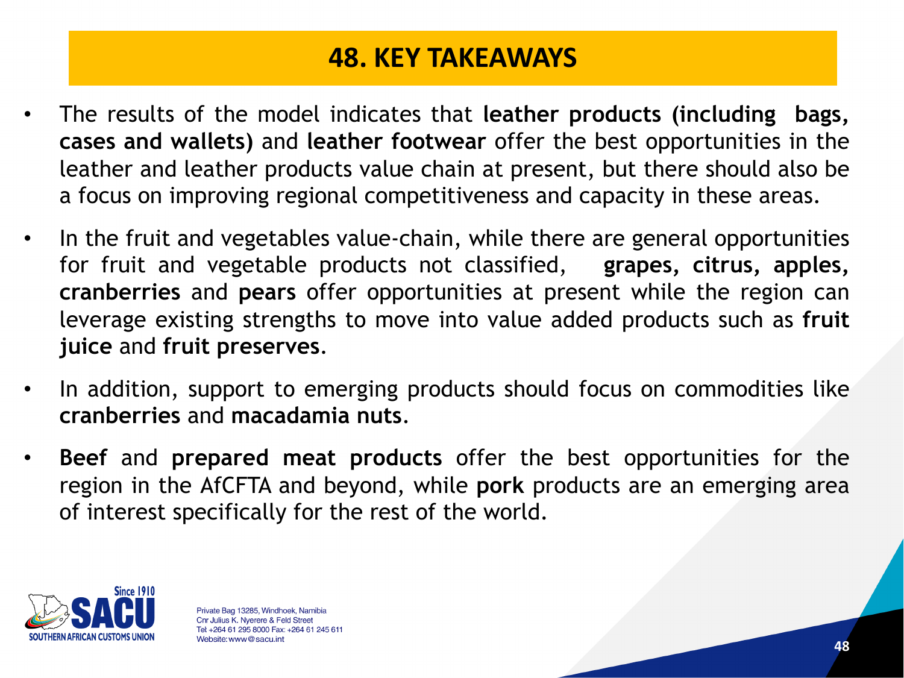# 48. KEY TAKEAWAYS

- The results of the model indicates that **leather products (including bags, cases and wallets)** and **leather footwear** offer the best opportunities in the leather and leather products value chain at present, but there should also be a focus on improving regional competitiveness and capacity in these areas.
- In the fruit and vegetables value-chain, while there are general opportunities for fruit and vegetable products not classified, **grapes, citrus, apples, cranberries** and **pears** offer opportunities at present while the region can leverage existing strengths to move into value added products such as **fruit juice** and **fruit preserves**.
- In addition, support to emerging products should focus on commodities like **cranberries** and **macadamia nuts**.
- **Beef** and **prepared meat products** offer the best opportunities for the region in the AfCFTA and beyond, while **pork** products are an emerging area of interest specifically for the rest of the world.

Since 1910 SACU SOUTHERN AFRICAN CUSTOMS UNION

Private Bag 13285, Windhoek, Namibia
Cnr Julius K. Nyerere & Feld Street
Tel: +264 61 295 8000 Fax: +264 61 245 611
Website: www@sacu.int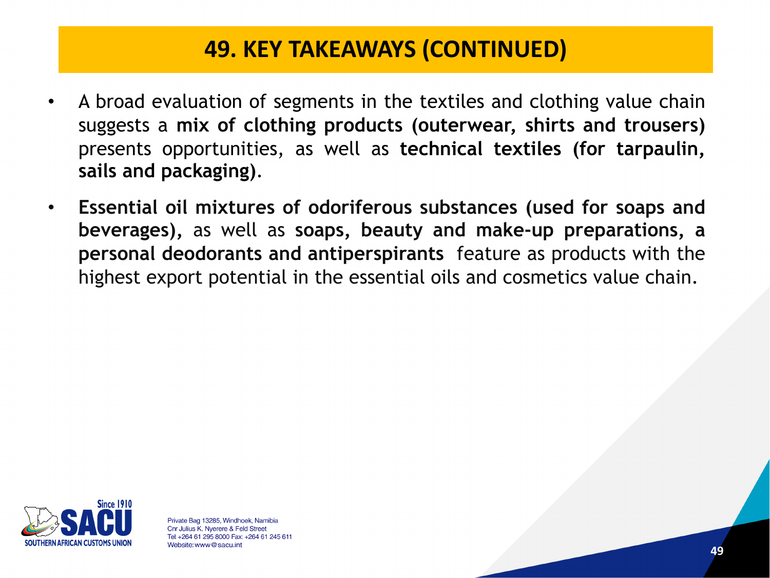# 49. KEY TAKEAWAYS (CONTINUED)

- A broad evaluation of segments in the textiles and clothing value chain suggests a **mix of clothing products (outerwear, shirts and trousers)** presents opportunities, as well as **technical textiles (for tarpaulin, sails and packaging)**.
- **Essential oil mixtures of odoriferous substances (used for soaps and beverages)**, as well as **soaps, beauty and make-up preparations, a personal deodorants and antiperspirants** feature as products with the highest export potential in the essential oils and cosmetics value chain.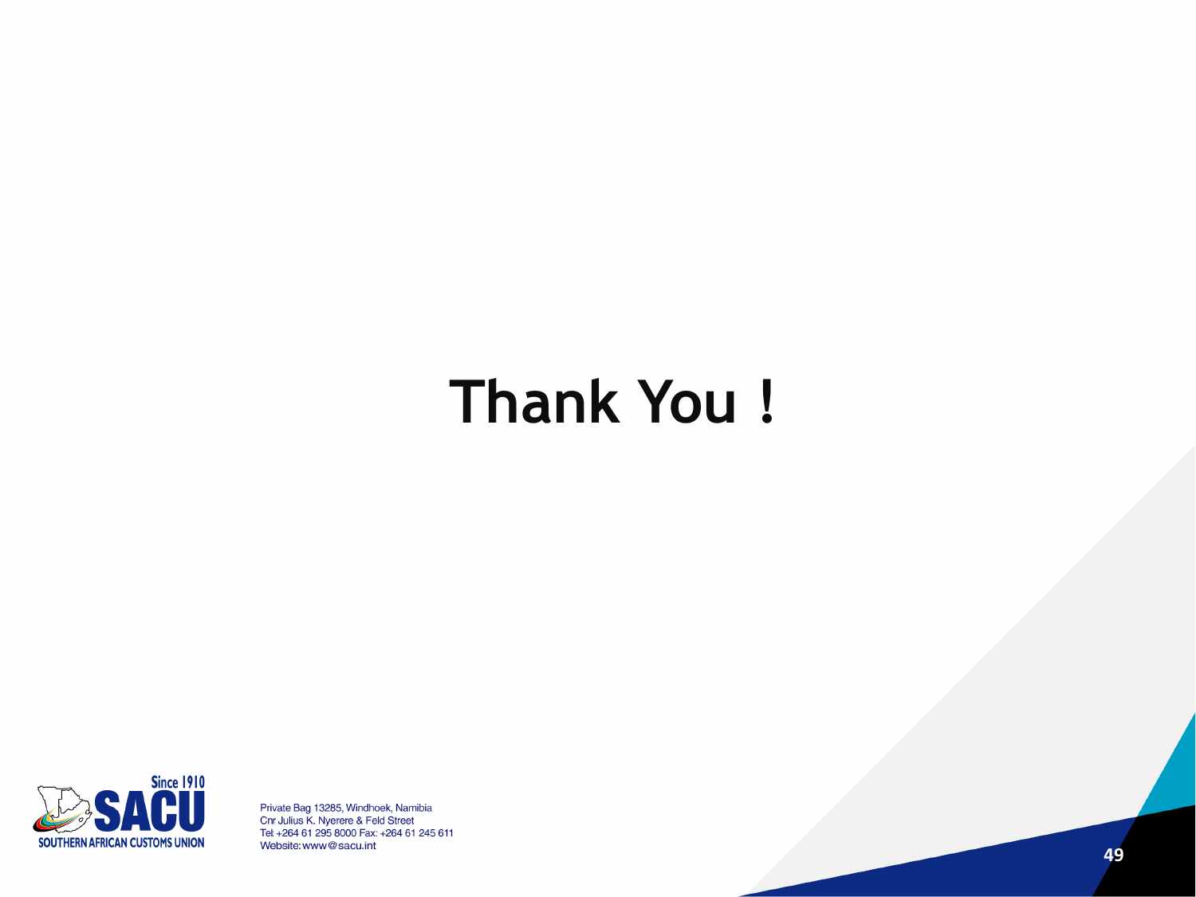# Thank You !

SOUTHERN AFRICAN CUSTOMS UNION

Private Bag 13285, Windhoek, Namibia
Cnr Julius K. Nyerere & Feld Street
Tel: +264 61 295 8000 Fax: +264 61 245 611
Website: www@sacu.int